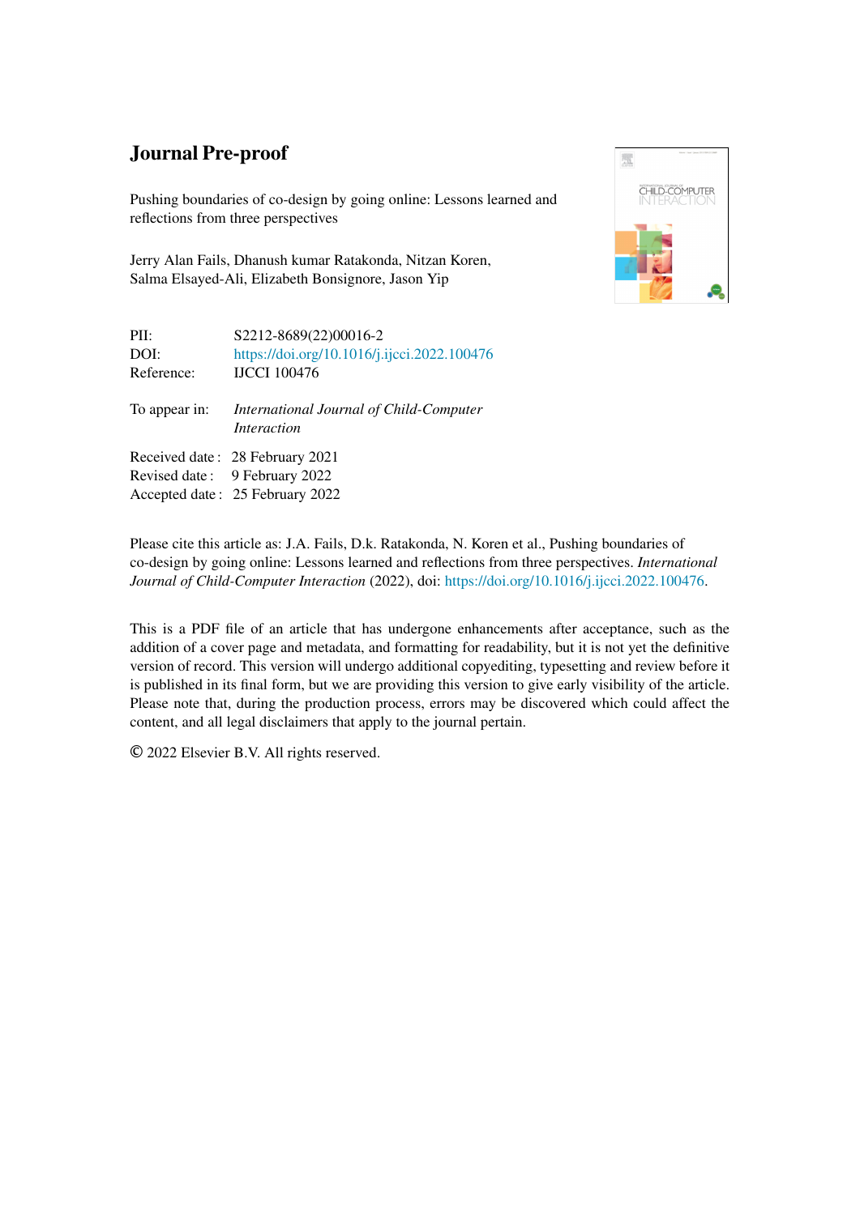# Journal Pre-proof

Pushing boundaries of co-design by going online: Lessons learned and reflections from three perspectives

Jerry Alan Fails, Dhanush kumar Ratakonda, Nitzan Koren, Salma Elsayed-Ali, Elizabeth Bonsignore, Jason Yip

| | |
|---|---|
| PII: | S2212-8689(22)00016-2 |
| DOI: | https://doi.org/10.1016/j.ijcci.2022.100476 |
| Reference: | IJCCI 100476 |
| To appear in: | *International Journal of Child-Computer Interaction* |
| Received date : | 28 February 2021 |
| Revised date : | 9 February 2022 |
| Accepted date : | 25 February 2022 |

Please cite this article as: J.A. Fails, D.k. Ratakonda, N. Koren et al., Pushing boundaries of co-design by going online: Lessons learned and reflections from three perspectives. *International Journal of Child-Computer Interaction* (2022), doi: https://doi.org/10.1016/j.ijcci.2022.100476.

This is a PDF file of an article that has undergone enhancements after acceptance, such as the addition of a cover page and metadata, and formatting for readability, but it is not yet the definitive version of record. This version will undergo additional copyediting, typesetting and review before it is published in its final form, but we are providing this version to give early visibility of the article. Please note that, during the production process, errors may be discovered which could affect the content, and all legal disclaimers that apply to the journal pertain.

© 2022 Elsevier B.V. All rights reserved.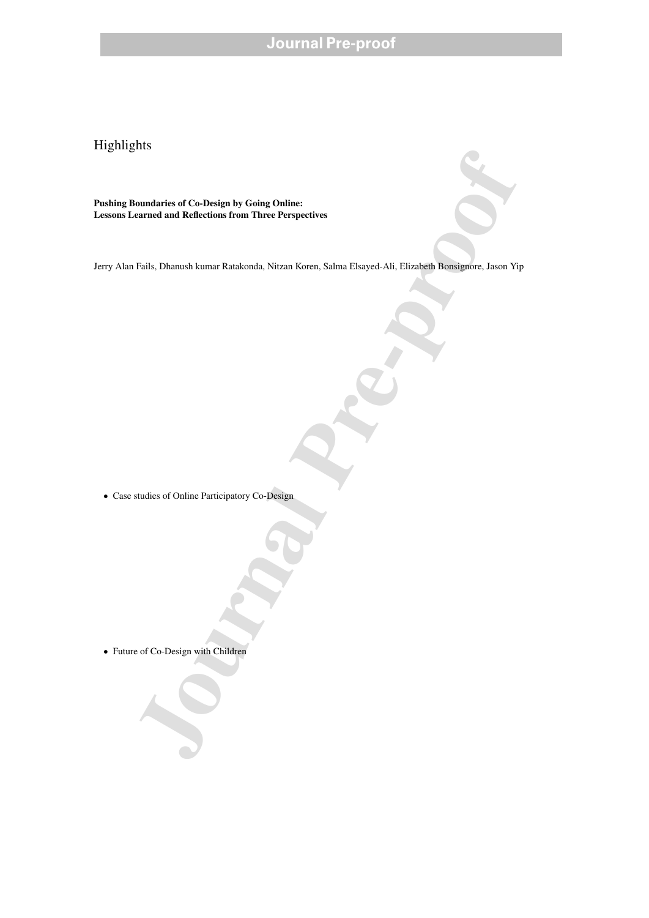Highlights

**Pushing Boundaries of Co-Design by Going Online:**
**Lessons Learned and Reflections from Three Perspectives**

Jerry Alan Fails, Dhanush kumar Ratakonda, Nitzan Koren, Salma Elsayed-Ali, Elizabeth Bonsignore, Jason Yip

- Case studies of Online Participatory Co-Design

- Future of Co-Design with Children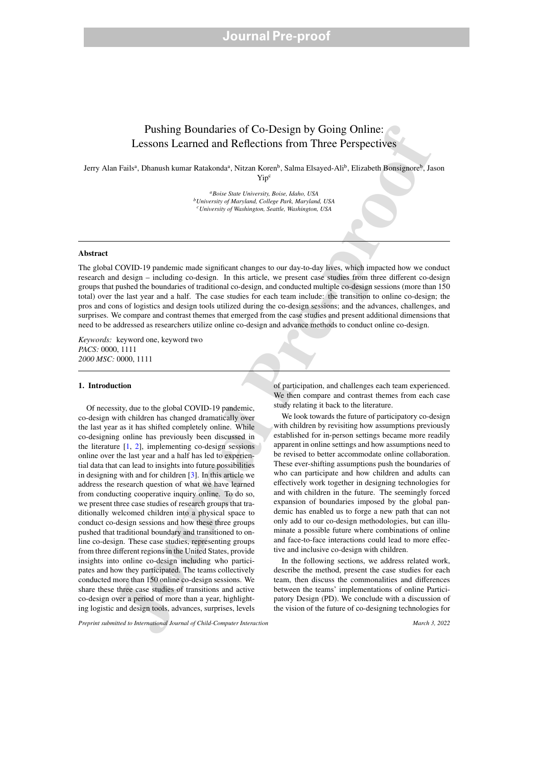# Pushing Boundaries of Co-Design by Going Online: Lessons Learned and Reflections from Three Perspectives

Jerry Alan Fails[a], Dhanush kumar Ratakonda[a], Nitzan Koren[b], Salma Elsayed-Ali[b], Elizabeth Bonsignore[b], Jason Yip[c]

[a] *Boise State University, Boise, Idaho, USA*
[b] *University of Maryland, College Park, Maryland, USA*
[c] *University of Washington, Seattle, Washington, USA*

## Abstract

The global COVID-19 pandemic made significant changes to our day-to-day lives, which impacted how we conduct research and design – including co-design. In this article, we present case studies from three different co-design groups that pushed the boundaries of traditional co-design, and conducted multiple co-design sessions (more than 150 total) over the last year and a half. The case studies for each team include: the transition to online co-design; the pros and cons of logistics and design tools utilized during the co-design sessions; and the advances, challenges, and surprises. We compare and contrast themes that emerged from the case studies and present additional dimensions that need to be addressed as researchers utilize online co-design and advance methods to conduct online co-design.

*Keywords:* keyword one, keyword two
*PACS:* 0000, 1111
*2000 MSC:* 0000, 1111

## 1. Introduction

Of necessity, due to the global COVID-19 pandemic, co-design with children has changed dramatically over the last year as it has shifted completely online. While co-designing online has previously been discussed in the literature [1, 2], implementing co-design sessions online over the last year and a half has led to experiential data that can lead to insights into future possibilities in designing with and for children [3]. In this article we address the research question of what we have learned from conducting cooperative inquiry online. To do so, we present three case studies of research groups that traditionally welcomed children into a physical space to conduct co-design sessions and how these three groups pushed that traditional boundary and transitioned to online co-design. These case studies, representing groups from three different regions in the United States, provide insights into online co-design including who participates and how they participated. The teams collectively conducted more than 150 online co-design sessions. We share these three case studies of transitions and active co-design over a period of more than a year, highlighting logistic and design tools, advances, surprises, levels of participation, and challenges each team experienced. We then compare and contrast themes from each case study relating it back to the literature.

We look towards the future of participatory co-design with children by revisiting how assumptions previously established for in-person settings became more readily apparent in online settings and how assumptions need to be revised to better accommodate online collaboration. These ever-shifting assumptions push the boundaries of who can participate and how children and adults can effectively work together in designing technologies for and with children in the future. The seemingly forced expansion of boundaries imposed by the global pandemic has enabled us to forge a new path that can not only add to our co-design methodologies, but can illuminate a possible future where combinations of online and face-to-face interactions could lead to more effective and inclusive co-design with children.

In the following sections, we address related work, describe the method, present the case studies for each team, then discuss the commonalities and differences between the teams' implementations of online Participatory Design (PD). We conclude with a discussion of the vision of the future of co-designing technologies for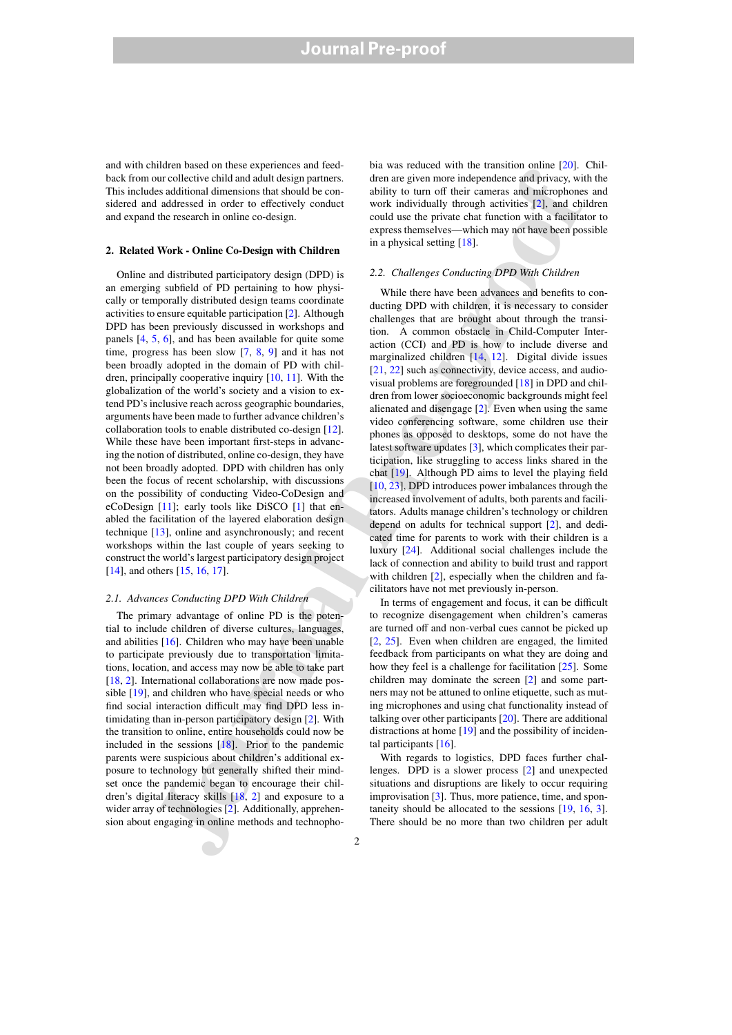and with children based on these experiences and feedback from our collective child and adult design partners. This includes additional dimensions that should be considered and addressed in order to effectively conduct and expand the research in online co-design.

## 2. Related Work - Online Co-Design with Children

Online and distributed participatory design (DPD) is an emerging subfield of PD pertaining to how physically or temporally distributed design teams coordinate activities to ensure equitable participation [2]. Although DPD has been previously discussed in workshops and panels [4, 5, 6], and has been available for quite some time, progress has been slow [7, 8, 9] and it has not been broadly adopted in the domain of PD with children, principally cooperative inquiry [10, 11]. With the globalization of the world's society and a vision to extend PD's inclusive reach across geographic boundaries, arguments have been made to further advance children's collaboration tools to enable distributed co-design [12]. While these have been important first-steps in advancing the notion of distributed, online co-design, they have not been broadly adopted. DPD with children has only been the focus of recent scholarship, with discussions on the possibility of conducting Video-CoDesign and eCoDesign [11]; early tools like DiSCO [1] that enabled the facilitation of the layered elaboration design technique [13], online and asynchronously; and recent workshops within the last couple of years seeking to construct the world's largest participatory design project [14], and others [15, 16, 17].

### 2.1. Advances Conducting DPD With Children

The primary advantage of online PD is the potential to include children of diverse cultures, languages, and abilities [16]. Children who may have been unable to participate previously due to transportation limitations, location, and access may now be able to take part [18, 2]. International collaborations are now made possible [19], and children who have special needs or who find social interaction difficult may find DPD less intimidating than in-person participatory design [2]. With the transition to online, entire households could now be included in the sessions [18]. Prior to the pandemic parents were suspicious about children's additional exposure to technology but generally shifted their mindset once the pandemic began to encourage their children's digital literacy skills [18, 2] and exposure to a wider array of technologies [2]. Additionally, apprehension about engaging in online methods and technophobia was reduced with the transition online [20]. Children are given more independence and privacy, with the ability to turn off their cameras and microphones and work individually through activities [2], and children could use the private chat function with a facilitator to express themselves—which may not have been possible in a physical setting [18].

### 2.2. Challenges Conducting DPD With Children

While there have been advances and benefits to conducting DPD with children, it is necessary to consider challenges that are brought about through the transition. A common obstacle in Child-Computer Interaction (CCI) and PD is how to include diverse and marginalized children [14, 12]. Digital divide issues [21, 22] such as connectivity, device access, and audio-visual problems are foregrounded [18] in DPD and children from lower socioeconomic backgrounds might feel alienated and disengage [2]. Even when using the same video conferencing software, some children use their phones as opposed to desktops, some do not have the latest software updates [3], which complicates their participation, like struggling to access links shared in the chat [19]. Although PD aims to level the playing field [10, 23], DPD introduces power imbalances through the increased involvement of adults, both parents and facilitators. Adults manage children's technology or children depend on adults for technical support [2], and dedicated time for parents to work with their children is a luxury [24]. Additional social challenges include the lack of connection and ability to build trust and rapport with children [2], especially when the children and facilitators have not met previously in-person.

In terms of engagement and focus, it can be difficult to recognize disengagement when children's cameras are turned off and non-verbal cues cannot be picked up [2, 25]. Even when children are engaged, the limited feedback from participants on what they are doing and how they feel is a challenge for facilitation [25]. Some children may dominate the screen [2] and some partners may not be attuned to online etiquette, such as muting microphones and using chat functionality instead of talking over other participants [20]. There are additional distractions at home [19] and the possibility of incidental participants [16].

With regards to logistics, DPD faces further challenges. DPD is a slower process [2] and unexpected situations and disruptions are likely to occur requiring improvisation [3]. Thus, more patience, time, and spontaneity should be allocated to the sessions [19, 16, 3]. There should be no more than two children per adult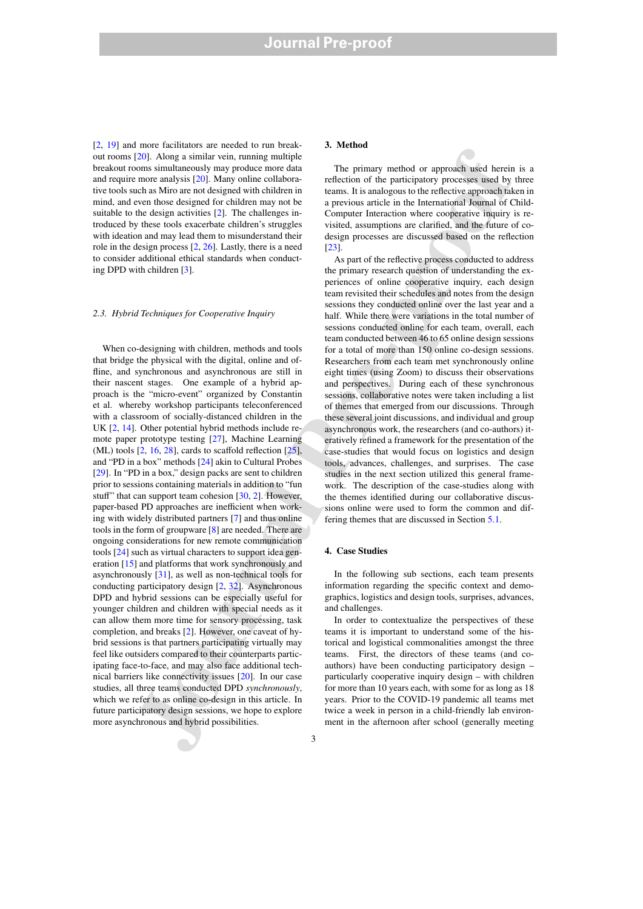[2, 19] and more facilitators are needed to run breakout rooms [20]. Along a similar vein, running multiple breakout rooms simultaneously may produce more data and require more analysis [20]. Many online collaborative tools such as Miro are not designed with children in mind, and even those designed for children may not be suitable to the design activities [2]. The challenges introduced by these tools exacerbate children's struggles with ideation and may lead them to misunderstand their role in the design process [2, 26]. Lastly, there is a need to consider additional ethical standards when conducting DPD with children [3].

### 2.3. Hybrid Techniques for Cooperative Inquiry

When co-designing with children, methods and tools that bridge the physical with the digital, online and offline, and synchronous and asynchronous are still in their nascent stages. One example of a hybrid approach is the "micro-event" organized by Constantin et al. whereby workshop participants teleconferenced with a classroom of socially-distanced children in the UK [2, 14]. Other potential hybrid methods include remote paper prototype testing [27], Machine Learning (ML) tools [2, 16, 28], cards to scaffold reflection [25], and "PD in a box" methods [24] akin to Cultural Probes [29]. In "PD in a box," design packs are sent to children prior to sessions containing materials in addition to "fun stuff" that can support team cohesion [30, 2]. However, paper-based PD approaches are inefficient when working with widely distributed partners [7] and thus online tools in the form of groupware [8] are needed. There are ongoing considerations for new remote communication tools [24] such as virtual characters to support idea generation [15] and platforms that work synchronously and asynchronously [31], as well as non-technical tools for conducting participatory design [2, 32]. Asynchronous DPD and hybrid sessions can be especially useful for younger children and children with special needs as it can allow them more time for sensory processing, task completion, and breaks [2]. However, one caveat of hybrid sessions is that partners participating virtually may feel like outsiders compared to their counterparts participating face-to-face, and may also face additional technical barriers like connectivity issues [20]. In our case studies, all three teams conducted DPD *synchronously*, which we refer to as online co-design in this article. In future participatory design sessions, we hope to explore more asynchronous and hybrid possibilities.

## 3. Method

The primary method or approach used herein is a reflection of the participatory processes used by three teams. It is analogous to the reflective approach taken in a previous article in the International Journal of Child-Computer Interaction where cooperative inquiry is revisited, assumptions are clarified, and the future of co-design processes are discussed based on the reflection [23].

As part of the reflective process conducted to address the primary research question of understanding the experiences of online cooperative inquiry, each design team revisited their schedules and notes from the design sessions they conducted online over the last year and a half. While there were variations in the total number of sessions conducted online for each team, overall, each team conducted between 46 to 65 online design sessions for a total of more than 150 online co-design sessions. Researchers from each team met synchronously online eight times (using Zoom) to discuss their observations and perspectives. During each of these synchronous sessions, collaborative notes were taken including a list of themes that emerged from our discussions. Through these several joint discussions, and individual and group asynchronous work, the researchers (and co-authors) iteratively refined a framework for the presentation of the case-studies that would focus on logistics and design tools, advances, challenges, and surprises. The case studies in the next section utilized this general framework. The description of the case-studies along with the themes identified during our collaborative discussions online were used to form the common and differing themes that are discussed in Section 5.1.

## 4. Case Studies

In the following sub sections, each team presents information regarding the specific context and demographics, logistics and design tools, surprises, advances, and challenges.

In order to contextualize the perspectives of these teams it is important to understand some of the historical and logistical commonalities amongst the three teams. First, the directors of these teams (and co-authors) have been conducting participatory design – particularly cooperative inquiry design – with children for more than 10 years each, with some for as long as 18 years. Prior to the COVID-19 pandemic all teams met twice a week in person in a child-friendly lab environment in the afternoon after school (generally meeting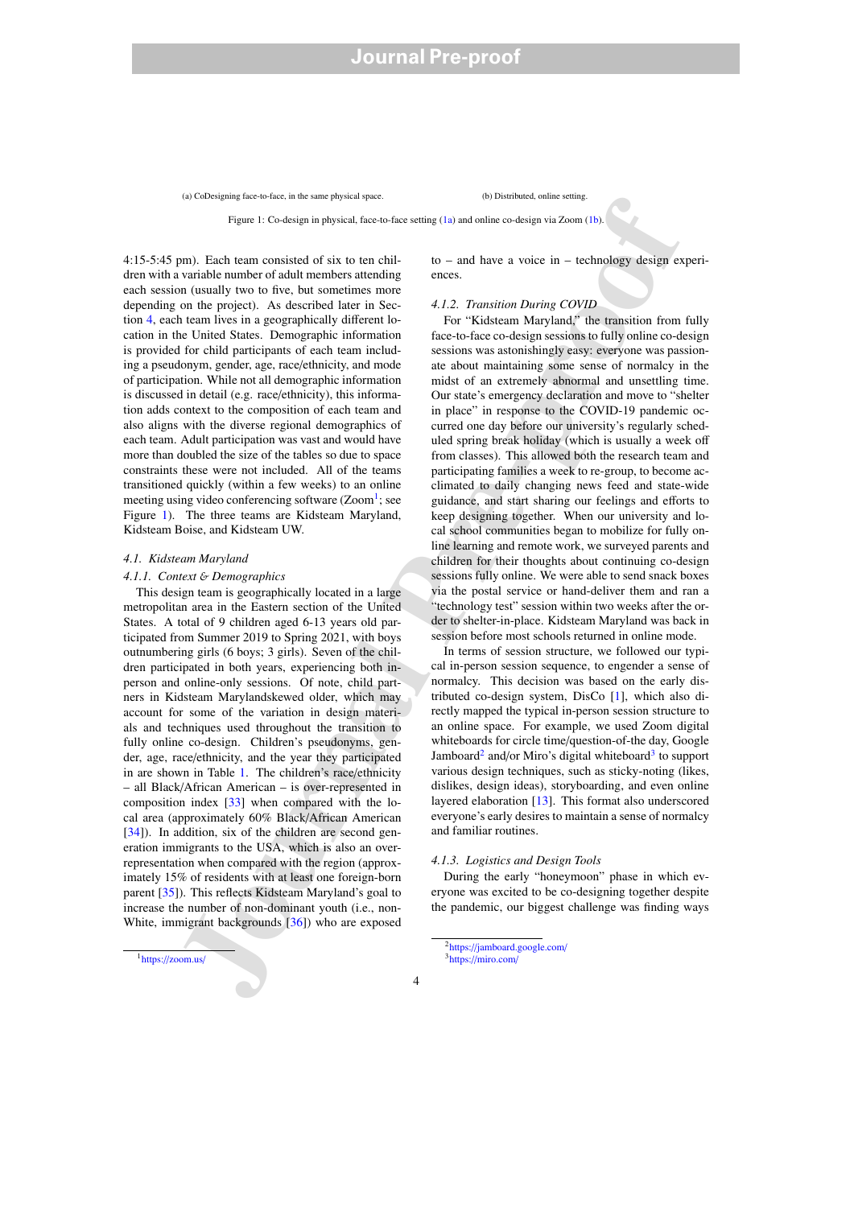(a) CoDesigning face-to-face, in the same physical space.

(b) Distributed, online setting.

Figure 1: Co-design in physical, face-to-face setting (1a) and online co-design via Zoom (1b).

4:15-5:45 pm). Each team consisted of six to ten children with a variable number of adult members attending each session (usually two to five, but sometimes more depending on the project). As described later in Section 4, each team lives in a geographically different location in the United States. Demographic information is provided for child participants of each team including a pseudonym, gender, age, race/ethnicity, and mode of participation. While not all demographic information is discussed in detail (e.g. race/ethnicity), this information adds context to the composition of each team and also aligns with the diverse regional demographics of each team. Adult participation was vast and would have more than doubled the size of the tables so due to space constraints these were not included. All of the teams transitioned quickly (within a few weeks) to an online meeting using video conferencing software (Zoom[1]; see Figure 1). The three teams are Kidsteam Maryland, Kidsteam Boise, and Kidsteam UW.

### 4.1. Kidsteam Maryland

#### 4.1.1. Context & Demographics

This design team is geographically located in a large metropolitan area in the Eastern section of the United States. A total of 9 children aged 6-13 years old participated from Summer 2019 to Spring 2021, with boys outnumbering girls (6 boys; 3 girls). Seven of the children participated in both years, experiencing both in-person and online-only sessions. Of note, child partners in Kidsteam Marylandskewed older, which may account for some of the variation in design materials and techniques used throughout the transition to fully online co-design. Children's pseudonyms, gender, age, race/ethnicity, and the year they participated in are shown in Table 1. The children's race/ethnicity – all Black/African American – is over-represented in composition index [33] when compared with the local area (approximately 60% Black/African American [34]). In addition, six of the children are second generation immigrants to the USA, which is also an over-representation when compared with the region (approximately 15% of residents with at least one foreign-born parent [35]). This reflects Kidsteam Maryland's goal to increase the number of non-dominant youth (i.e., non-White, immigrant backgrounds [36]) who are exposed to – and have a voice in – technology design experiences.

#### 4.1.2. Transition During COVID

For "Kidsteam Maryland," the transition from fully face-to-face co-design sessions to fully online co-design sessions was astonishingly easy: everyone was passionate about maintaining some sense of normalcy in the midst of an extremely abnormal and unsettling time. Our state's emergency declaration and move to "shelter in place" in response to the COVID-19 pandemic occurred one day before our university's regularly scheduled spring break holiday (which is usually a week off from classes). This allowed both the research team and participating families a week to re-group, to become acclimated to daily changing news feed and state-wide guidance, and start sharing our feelings and efforts to keep designing together. When our university and local school communities began to mobilize for fully online learning and remote work, we surveyed parents and children for their thoughts about continuing co-design sessions fully online. We were able to send snack boxes via the postal service or hand-deliver them and ran a "technology test" session within two weeks after the order to shelter-in-place. Kidsteam Maryland was back in session before most schools returned in online mode.

In terms of session structure, we followed our typical in-person session sequence, to engender a sense of normalcy. This decision was based on the early distributed co-design system, DisCo [1], which also directly mapped the typical in-person session structure to an online space. For example, we used Zoom digital whiteboards for circle time/question-of-the day, Google Jamboard[2] and/or Miro's digital whiteboard[3] to support various design techniques, such as sticky-noting (likes, dislikes, design ideas), storyboarding, and even online layered elaboration [13]. This format also underscored everyone's early desires to maintain a sense of normalcy and familiar routines.

#### 4.1.3. Logistics and Design Tools

During the early "honeymoon" phase in which everyone was excited to be co-designing together despite the pandemic, our biggest challenge was finding ways

[1] https://zoom.us/

[2] https://jamboard.google.com/

[3] https://miro.com/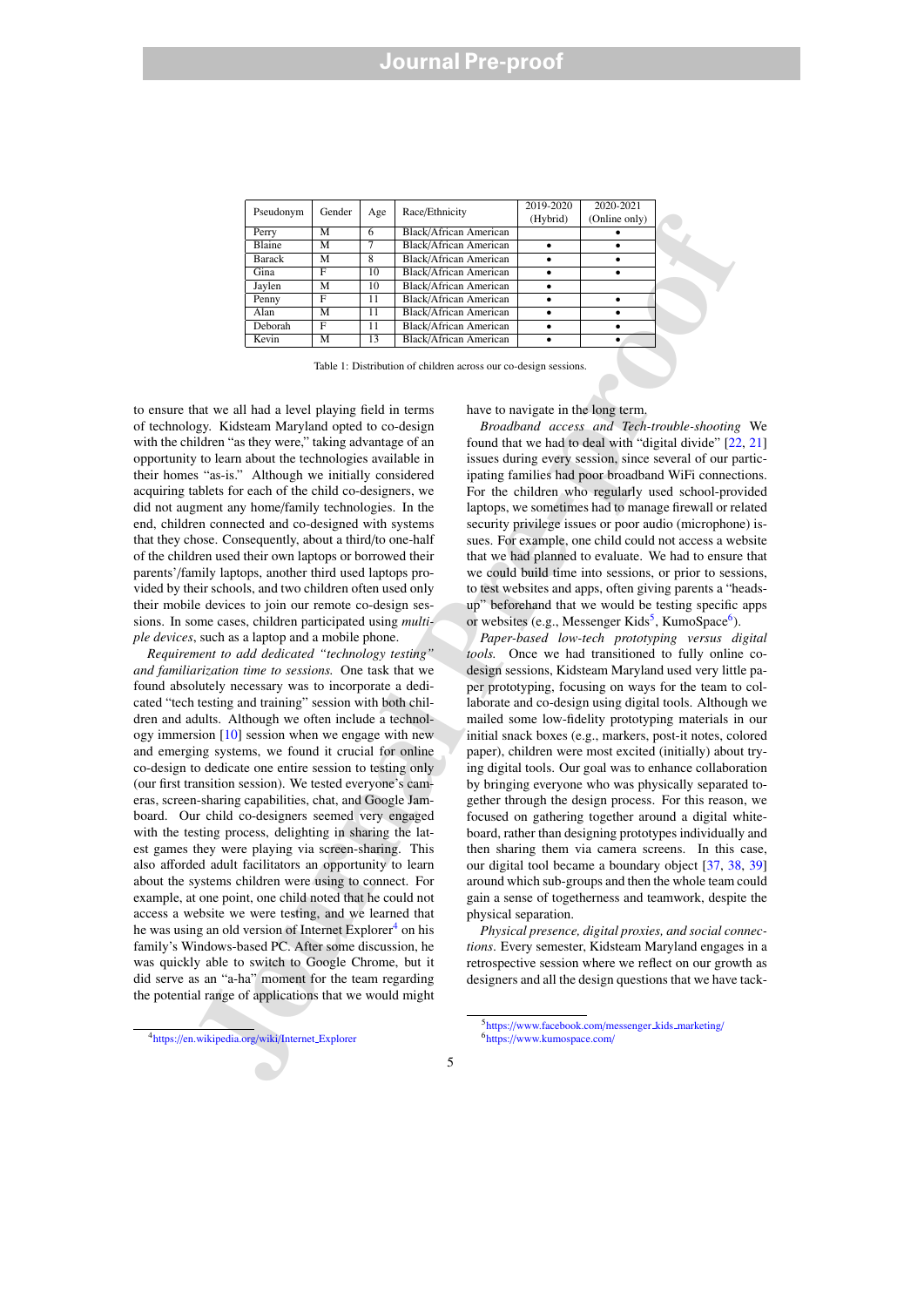| Pseudonym | Gender | Age | Race/Ethnicity | 2019-2020 (Hybrid) | 2020-2021 (Online only) |
|---|---|---|---|---|---|
| Perry | M | 6 | Black/African American | | • |
| Blaine | M | 7 | Black/African American | • | • |
| Barack | M | 8 | Black/African American | • | • |
| Gina | F | 10 | Black/African American | • | • |
| Jaylen | M | 10 | Black/African American | • | |
| Penny | F | 11 | Black/African American | • | • |
| Alan | M | 11 | Black/African American | • | • |
| Deborah | F | 11 | Black/African American | • | • |
| Kevin | M | 13 | Black/African American | • | • |

Table 1: Distribution of children across our co-design sessions.

to ensure that we all had a level playing field in terms of technology. Kidsteam Maryland opted to co-design with the children "as they were," taking advantage of an opportunity to learn about the technologies available in their homes "as-is." Although we initially considered acquiring tablets for each of the child co-designers, we did not augment any home/family technologies. In the end, children connected and co-designed with systems that they chose. Consequently, about a third/to one-half of the children used their own laptops or borrowed their parents'/family laptops, another third used laptops provided by their schools, and two children often used only their mobile devices to join our remote co-design sessions. In some cases, children participated using *multiple devices*, such as a laptop and a mobile phone.

*Requirement to add dedicated "technology testing" and familiarization time to sessions.* One task that we found absolutely necessary was to incorporate a dedicated "tech testing and training" session with both children and adults. Although we often include a technology immersion [10] session when we engage with new and emerging systems, we found it crucial for online co-design to dedicate one entire session to testing only (our first transition session). We tested everyone's cameras, screen-sharing capabilities, chat, and Google Jamboard. Our child co-designers seemed very engaged with the testing process, delighting in sharing the latest games they were playing via screen-sharing. This also afforded adult facilitators an opportunity to learn about the systems children were using to connect. For example, at one point, one child noted that he could not access a website we were testing, and we learned that he was using an old version of Internet Explorer[4] on his family's Windows-based PC. After some discussion, he was quickly able to switch to Google Chrome, but it did serve as an "a-ha" moment for the team regarding the potential range of applications that we would might have to navigate in the long term.

*Broadband access and Tech-trouble-shooting* We found that we had to deal with "digital divide" [22, 21] issues during every session, since several of our participating families had poor broadband WiFi connections. For the children who regularly used school-provided laptops, we sometimes had to manage firewall or related security privilege issues or poor audio (microphone) issues. For example, one child could not access a website that we had planned to evaluate. We had to ensure that we could build time into sessions, or prior to sessions, to test websites and apps, often giving parents a "heads-up" beforehand that we would be testing specific apps or websites (e.g., Messenger Kids[5], KumoSpace[6]).

*Paper-based low-tech prototyping versus digital tools.* Once we had transitioned to fully online co-design sessions, Kidsteam Maryland used very little paper prototyping, focusing on ways for the team to collaborate and co-design using digital tools. Although we mailed some low-fidelity prototyping materials in our initial snack boxes (e.g., markers, post-it notes, colored paper), children were most excited (initially) about trying digital tools. Our goal was to enhance collaboration by bringing everyone who was physically separated together through the design process. For this reason, we focused on gathering together around a digital whiteboard, rather than designing prototypes individually and then sharing them via camera screens. In this case, our digital tool became a boundary object [37, 38, 39] around which sub-groups and then the whole team could gain a sense of togetherness and teamwork, despite the physical separation.

*Physical presence, digital proxies, and social connections.* Every semester, Kidsteam Maryland engages in a retrospective session where we reflect on our growth as designers and all the design questions that we have tack-

[4] https://en.wikipedia.org/wiki/Internet_Explorer

[5] https://www.facebook.com/messenger_kids_marketing/

[6] https://www.kumospace.com/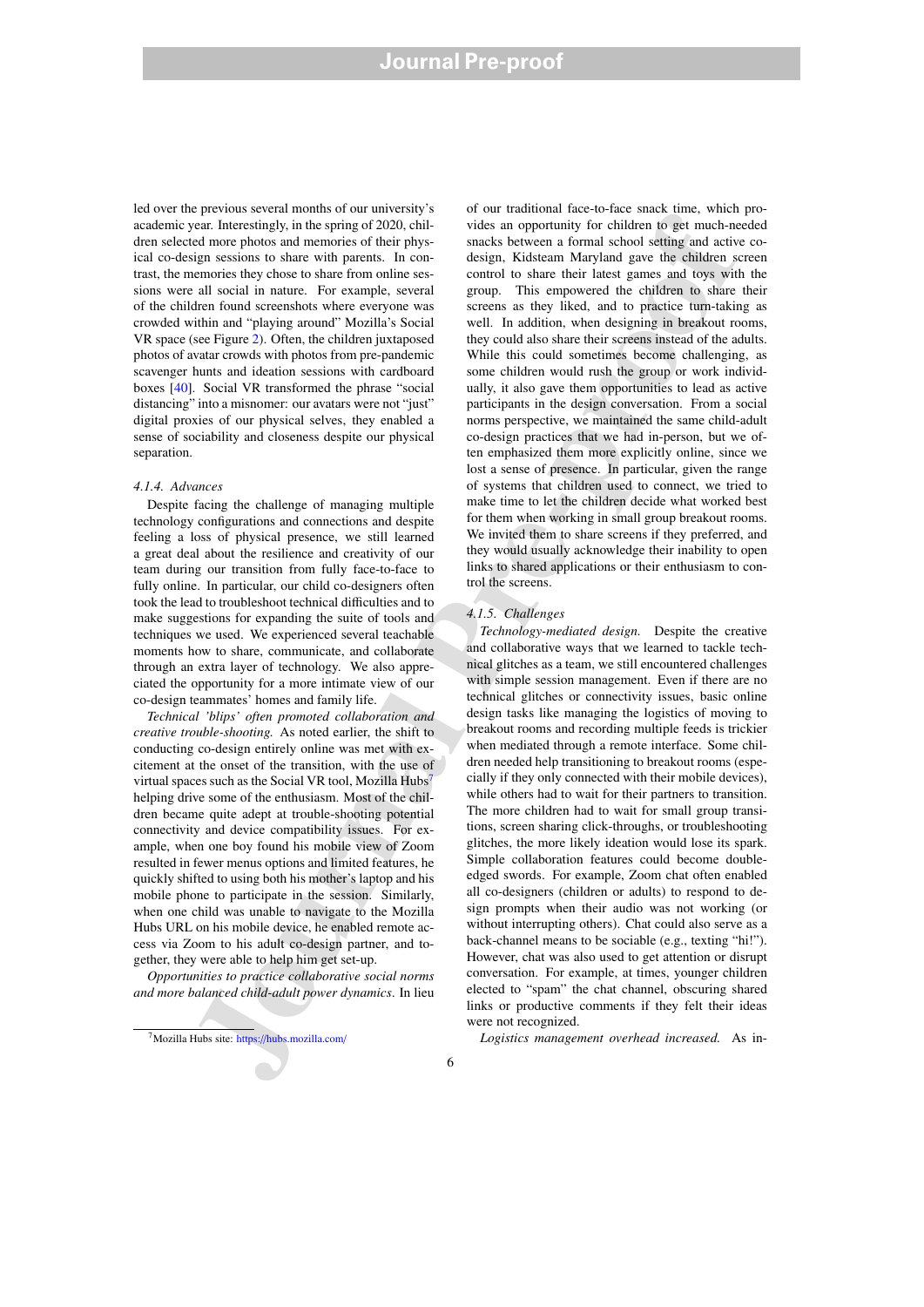led over the previous several months of our university's academic year. Interestingly, in the spring of 2020, children selected more photos and memories of their physical co-design sessions to share with parents. In contrast, the memories they chose to share from online sessions were all social in nature. For example, several of the children found screenshots where everyone was crowded within and "playing around" Mozilla's Social VR space (see Figure 2). Often, the children juxtaposed photos of avatar crowds with photos from pre-pandemic scavenger hunts and ideation sessions with cardboard boxes [40]. Social VR transformed the phrase "social distancing" into a misnomer: our avatars were not "just" digital proxies of our physical selves, they enabled a sense of sociability and closeness despite our physical separation.

#### 4.1.4. Advances

Despite facing the challenge of managing multiple technology configurations and connections and despite feeling a loss of physical presence, we still learned a great deal about the resilience and creativity of our team during our transition from fully face-to-face to fully online. In particular, our child co-designers often took the lead to troubleshoot technical difficulties and to make suggestions for expanding the suite of tools and techniques we used. We experienced several teachable moments how to share, communicate, and collaborate through an extra layer of technology. We also appreciated the opportunity for a more intimate view of our co-design teammates' homes and family life.

*Technical 'blips' often promoted collaboration and creative trouble-shooting.* As noted earlier, the shift to conducting co-design entirely online was met with excitement at the onset of the transition, with the use of virtual spaces such as the Social VR tool, Mozilla Hubs[7] helping drive some of the enthusiasm. Most of the children became quite adept at trouble-shooting potential connectivity and device compatibility issues. For example, when one boy found his mobile view of Zoom resulted in fewer menus options and limited features, he quickly shifted to using both his mother's laptop and his mobile phone to participate in the session. Similarly, when one child was unable to navigate to the Mozilla Hubs URL on his mobile device, he enabled remote access via Zoom to his adult co-design partner, and together, they were able to help him get set-up.

*Opportunities to practice collaborative social norms and more balanced child-adult power dynamics.* In lieu of our traditional face-to-face snack time, which provides an opportunity for children to get much-needed snacks between a formal school setting and active co-design, Kidsteam Maryland gave the children screen control to share their latest games and toys with the group. This empowered the children to share their screens as they liked, and to practice turn-taking as well. In addition, when designing in breakout rooms, they could also share their screens instead of the adults. While this could sometimes become challenging, as some children would rush the group or work individually, it also gave them opportunities to lead as active participants in the design conversation. From a social norms perspective, we maintained the same child-adult co-design practices that we had in-person, but we often emphasized them more explicitly online, since we lost a sense of presence. In particular, given the range of systems that children used to connect, we tried to make time to let the children decide what worked best for them when working in small group breakout rooms. We invited them to share screens if they preferred, and they would usually acknowledge their inability to open links to shared applications or their enthusiasm to control the screens.

#### 4.1.5. Challenges

*Technology-mediated design.* Despite the creative and collaborative ways that we learned to tackle technical glitches as a team, we still encountered challenges with simple session management. Even if there are no technical glitches or connectivity issues, basic online design tasks like managing the logistics of moving to breakout rooms and recording multiple feeds is trickier when mediated through a remote interface. Some children needed help transitioning to breakout rooms (especially if they only connected with their mobile devices), while others had to wait for their partners to transition. The more children had to wait for small group transitions, screen sharing click-throughs, or troubleshooting glitches, the more likely ideation would lose its spark. Simple collaboration features could become double-edged swords. For example, Zoom chat often enabled all co-designers (children or adults) to respond to design prompts when their audio was not working (or without interrupting others). Chat could also serve as a back-channel means to be sociable (e.g., texting "hi!"). However, chat was also used to get attention or disrupt conversation. For example, at times, younger children elected to "spam" the chat channel, obscuring shared links or productive comments if they felt their ideas were not recognized.

*Logistics management overhead increased.* As in-

[7] Mozilla Hubs site: https://hubs.mozilla.com/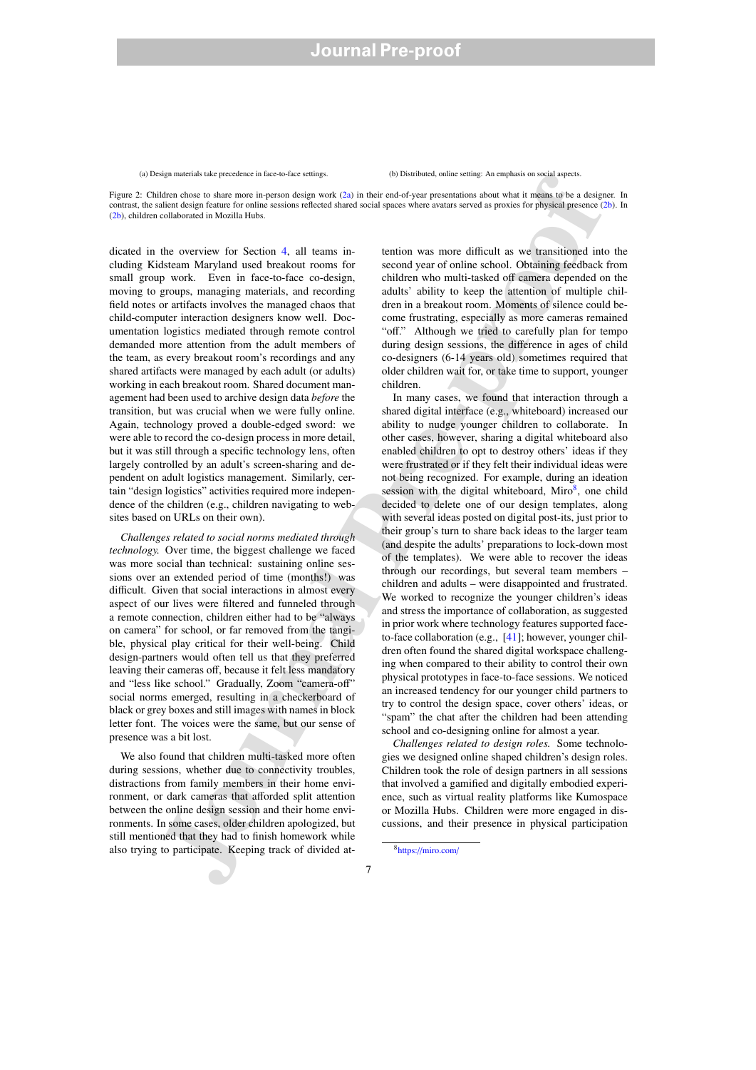(a) Design materials take precedence in face-to-face settings.

(b) Distributed, online setting: An emphasis on social aspects.

Figure 2: Children chose to share more in-person design work (2a) in their end-of-year presentations about what it means to be a designer. In contrast, the salient design feature for online sessions reflected shared social spaces where avatars served as proxies for physical presence (2b). In (2b), children collaborated in Mozilla Hubs.

dicated in the overview for Section 4, all teams including Kidsteam Maryland used breakout rooms for small group work. Even in face-to-face co-design, moving to groups, managing materials, and recording field notes or artifacts involves the managed chaos that child-computer interaction designers know well. Documentation logistics mediated through remote control demanded more attention from the adult members of the team, as every breakout room's recordings and any shared artifacts were managed by each adult (or adults) working in each breakout room. Shared document management had been used to archive design data *before* the transition, but was crucial when we were fully online. Again, technology proved a double-edged sword: we were able to record the co-design process in more detail, but it was still through a specific technology lens, often largely controlled by an adult's screen-sharing and dependent on adult logistics management. Similarly, certain "design logistics" activities required more independence of the children (e.g., children navigating to websites based on URLs on their own).

*Challenges related to social norms mediated through technology.* Over time, the biggest challenge we faced was more social than technical: sustaining online sessions over an extended period of time (months!) was difficult. Given that social interactions in almost every aspect of our lives were filtered and funneled through a remote connection, children either had to be "always on camera" for school, or far removed from the tangible, physical play critical for their well-being. Child design-partners would often tell us that they preferred leaving their cameras off, because it felt less mandatory and "less like school." Gradually, Zoom "camera-off" social norms emerged, resulting in a checkerboard of black or grey boxes and still images with names in block letter font. The voices were the same, but our sense of presence was a bit lost.

We also found that children multi-tasked more often during sessions, whether due to connectivity troubles, distractions from family members in their home environment, or dark cameras that afforded split attention between the online design session and their home environments. In some cases, older children apologized, but still mentioned that they had to finish homework while also trying to participate. Keeping track of divided attention was more difficult as we transitioned into the second year of online school. Obtaining feedback from children who multi-tasked off camera depended on the adults' ability to keep the attention of multiple children in a breakout room. Moments of silence could become frustrating, especially as more cameras remained "off." Although we tried to carefully plan for tempo during design sessions, the difference in ages of child co-designers (6-14 years old) sometimes required that older children wait for, or take time to support, younger children.

In many cases, we found that interaction through a shared digital interface (e.g., whiteboard) increased our ability to nudge younger children to collaborate. In other cases, however, sharing a digital whiteboard also enabled children to opt to destroy others' ideas if they were frustrated or if they felt their individual ideas were not being recognized. For example, during an ideation session with the digital whiteboard, Miro[8], one child decided to delete one of our design templates, along with several ideas posted on digital post-its, just prior to their group's turn to share back ideas to the larger team (and despite the adults' preparations to lock-down most of the templates). We were able to recover the ideas through our recordings, but several team members – children and adults – were disappointed and frustrated. We worked to recognize the younger children's ideas and stress the importance of collaboration, as suggested in prior work where technology features supported face-to-face collaboration (e.g., [41]; however, younger children often found the shared digital workspace challenging when compared to their ability to control their own physical prototypes in face-to-face sessions. We noticed an increased tendency for our younger child partners to try to control the design space, cover others' ideas, or "spam" the chat after the children had been attending school and co-designing online for almost a year.

*Challenges related to design roles.* Some technologies we designed online shaped children's design roles. Children took the role of design partners in all sessions that involved a gamified and digitally embodied experience, such as virtual reality platforms like Kumospace or Mozilla Hubs. Children were more engaged in discussions, and their presence in physical participation

[8] https://miro.com/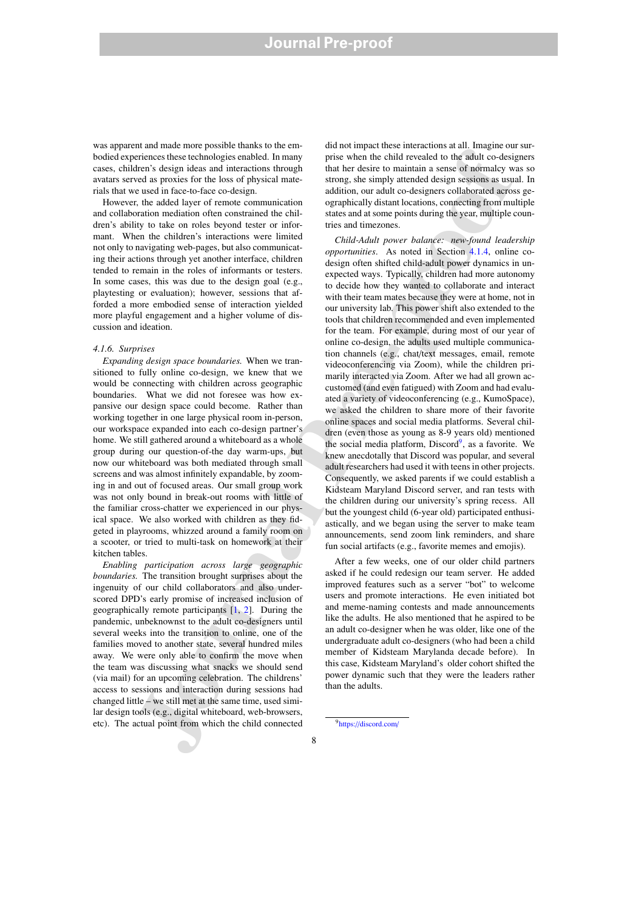was apparent and made more possible thanks to the embodied experiences these technologies enabled. In many cases, children's design ideas and interactions through avatars served as proxies for the loss of physical materials that we used in face-to-face co-design.

However, the added layer of remote communication and collaboration mediation often constrained the children's ability to take on roles beyond tester or informant. When the children's interactions were limited not only to navigating web-pages, but also communicating their actions through yet another interface, children tended to remain in the roles of informants or testers. In some cases, this was due to the design goal (e.g., playtesting or evaluation); however, sessions that afforded a more embodied sense of interaction yielded more playful engagement and a higher volume of discussion and ideation.

#### 4.1.6. Surprises

*Expanding design space boundaries.* When we transitioned to fully online co-design, we knew that we would be connecting with children across geographic boundaries. What we did not foresee was how expansive our design space could become. Rather than working together in one large physical room in-person, our workspace expanded into each co-design partner's home. We still gathered around a whiteboard as a whole group during our question-of-the day warm-ups, but now our whiteboard was both mediated through small screens and was almost infinitely expandable, by zooming in and out of focused areas. Our small group work was not only bound in break-out rooms with little of the familiar cross-chatter we experienced in our physical space. We also worked with children as they fidgeted in playrooms, whizzed around a family room on a scooter, or tried to multi-task on homework at their kitchen tables.

*Enabling participation across large geographic boundaries.* The transition brought surprises about the ingenuity of our child collaborators and also underscored DPD's early promise of increased inclusion of geographically remote participants [1, 2]. During the pandemic, unbeknownst to the adult co-designers until several weeks into the transition to online, one of the families moved to another state, several hundred miles away. We were only able to confirm the move when the team was discussing what snacks we should send (via mail) for an upcoming celebration. The childrens' access to sessions and interaction during sessions had changed little – we still met at the same time, used similar design tools (e.g., digital whiteboard, web-browsers, etc). The actual point from which the child connected did not impact these interactions at all. Imagine our surprise when the child revealed to the adult co-designers that her desire to maintain a sense of normalcy was so strong, she simply attended design sessions as usual. In addition, our adult co-designers collaborated across geographically distant locations, connecting from multiple states and at some points during the year, multiple countries and timezones.

*Child-Adult power balance: new-found leadership opportunities.* As noted in Section 4.1.4, online co-design often shifted child-adult power dynamics in unexpected ways. Typically, children had more autonomy to decide how they wanted to collaborate and interact with their team mates because they were at home, not in our university lab. This power shift also extended to the tools that children recommended and even implemented for the team. For example, during most of our year of online co-design, the adults used multiple communication channels (e.g., chat/text messages, email, remote videoconferencing via Zoom), while the children primarily interacted via Zoom. After we had all grown accustomed (and even fatigued) with Zoom and had evaluated a variety of videoconferencing (e.g., KumoSpace), we asked the children to share more of their favorite online spaces and social media platforms. Several children (even those as young as 8-9 years old) mentioned the social media platform, Discord[9], as a favorite. We knew anecdotally that Discord was popular, and several adult researchers had used it with teens in other projects. Consequently, we asked parents if we could establish a Kidsteam Maryland Discord server, and ran tests with the children during our university's spring recess. All but the youngest child (6-year old) participated enthusiastically, and we began using the server to make team announcements, send zoom link reminders, and share fun social artifacts (e.g., favorite memes and emojis).

After a few weeks, one of our older child partners asked if he could redesign our team server. He added improved features such as a server "bot" to welcome users and promote interactions. He even initiated bot and meme-naming contests and made announcements like the adults. He also mentioned that he aspired to be an adult co-designer when he was older, like one of the undergraduate adult co-designers (who had been a child member of Kidsteam Marylanda decade before). In this case, Kidsteam Maryland's older cohort shifted the power dynamic such that they were the leaders rather than the adults.

[9] https://discord.com/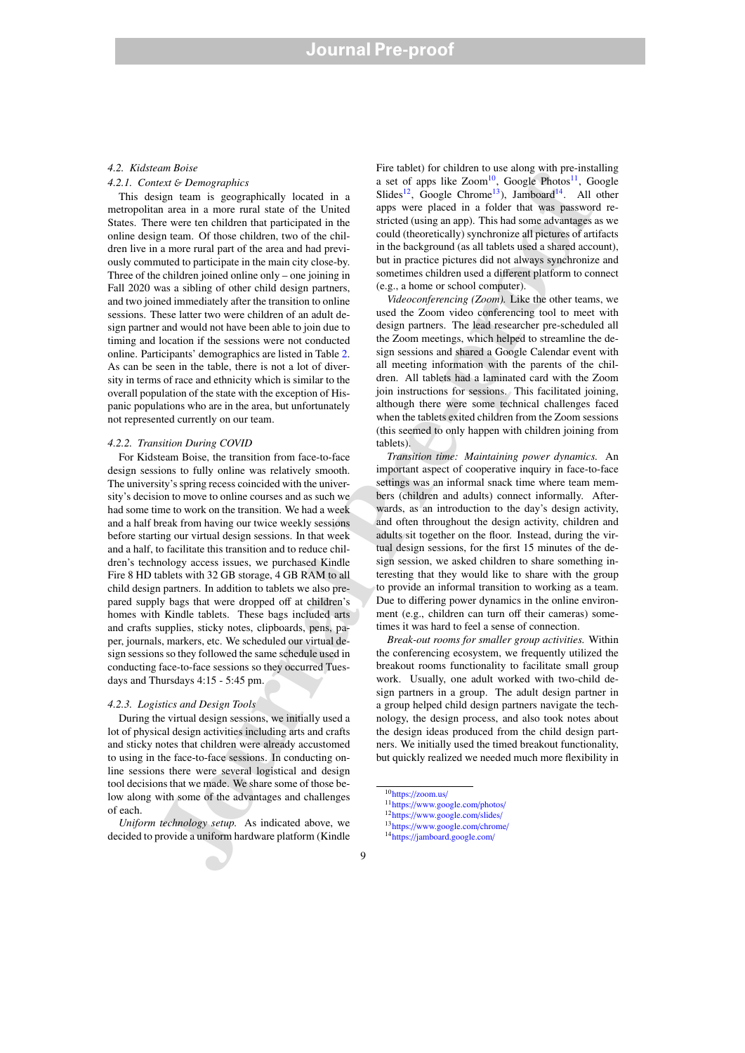### 4.2. Kidsteam Boise

#### 4.2.1. Context & Demographics

This design team is geographically located in a metropolitan area in a more rural state of the United States. There were ten children that participated in the online design team. Of those children, two of the children live in a more rural part of the area and had previously commuted to participate in the main city close-by. Three of the children joined online only – one joining in Fall 2020 was a sibling of other child design partners, and two joined immediately after the transition to online sessions. These latter two were children of an adult design partner and would not have been able to join due to timing and location if the sessions were not conducted online. Participants' demographics are listed in Table 2. As can be seen in the table, there is not a lot of diversity in terms of race and ethnicity which is similar to the overall population of the state with the exception of Hispanic populations who are in the area, but unfortunately not represented currently on our team.

#### 4.2.2. Transition During COVID

For Kidsteam Boise, the transition from face-to-face design sessions to fully online was relatively smooth. The university's spring recess coincided with the university's decision to move to online courses and as such we had some time to work on the transition. We had a week and a half break from having our twice weekly sessions before starting our virtual design sessions. In that week and a half, to facilitate this transition and to reduce children's technology access issues, we purchased Kindle Fire 8 HD tablets with 32 GB storage, 4 GB RAM to all child design partners. In addition to tablets we also prepared supply bags that were dropped off at children's homes with Kindle tablets. These bags included arts and crafts supplies, sticky notes, clipboards, pens, paper, journals, markers, etc. We scheduled our virtual design sessions so they followed the same schedule used in conducting face-to-face sessions so they occurred Tuesdays and Thursdays 4:15 - 5:45 pm.

#### 4.2.3. Logistics and Design Tools

During the virtual design sessions, we initially used a lot of physical design activities including arts and crafts and sticky notes that children were already accustomed to using in the face-to-face sessions. In conducting online sessions there were several logistical and design tool decisions that we made. We share some of those below along with some of the advantages and challenges of each.

*Uniform technology setup.* As indicated above, we decided to provide a uniform hardware platform (Kindle Fire tablet) for children to use along with pre-installing a set of apps like Zoom[10], Google Photos[11], Google Slides[12], Google Chrome[13]), Jamboard[14]. All other apps were placed in a folder that was password restricted (using an app). This had some advantages as we could (theoretically) synchronize all pictures of artifacts in the background (as all tablets used a shared account), but in practice pictures did not always synchronize and sometimes children used a different platform to connect (e.g., a home or school computer).

*Videoconferencing (Zoom).* Like the other teams, we used the Zoom video conferencing tool to meet with design partners. The lead researcher pre-scheduled all the Zoom meetings, which helped to streamline the design sessions and shared a Google Calendar event with all meeting information with the parents of the children. All tablets had a laminated card with the Zoom join instructions for sessions. This facilitated joining, although there were some technical challenges faced when the tablets exited children from the Zoom sessions (this seemed to only happen with children joining from tablets).

*Transition time: Maintaining power dynamics.* An important aspect of cooperative inquiry in face-to-face settings was an informal snack time where team members (children and adults) connect informally. Afterwards, as an introduction to the day's design activity, and often throughout the design activity, children and adults sit together on the floor. Instead, during the virtual design sessions, for the first 15 minutes of the design session, we asked children to share something interesting that they would like to share with the group to provide an informal transition to working as a team. Due to differing power dynamics in the online environment (e.g., children can turn off their cameras) sometimes it was hard to feel a sense of connection.

*Break-out rooms for smaller group activities.* Within the conferencing ecosystem, we frequently utilized the breakout rooms functionality to facilitate small group work. Usually, one adult worked with two-child design partners in a group. The adult design partner in a group helped child design partners navigate the technology, the design process, and also took notes about the design ideas produced from the child design partners. We initially used the timed breakout functionality, but quickly realized we needed much more flexibility in

[10] https://zoom.us/
[11] https://www.google.com/photos/
[12] https://www.google.com/slides/
[13] https://www.google.com/chrome/
[14] https://jamboard.google.com/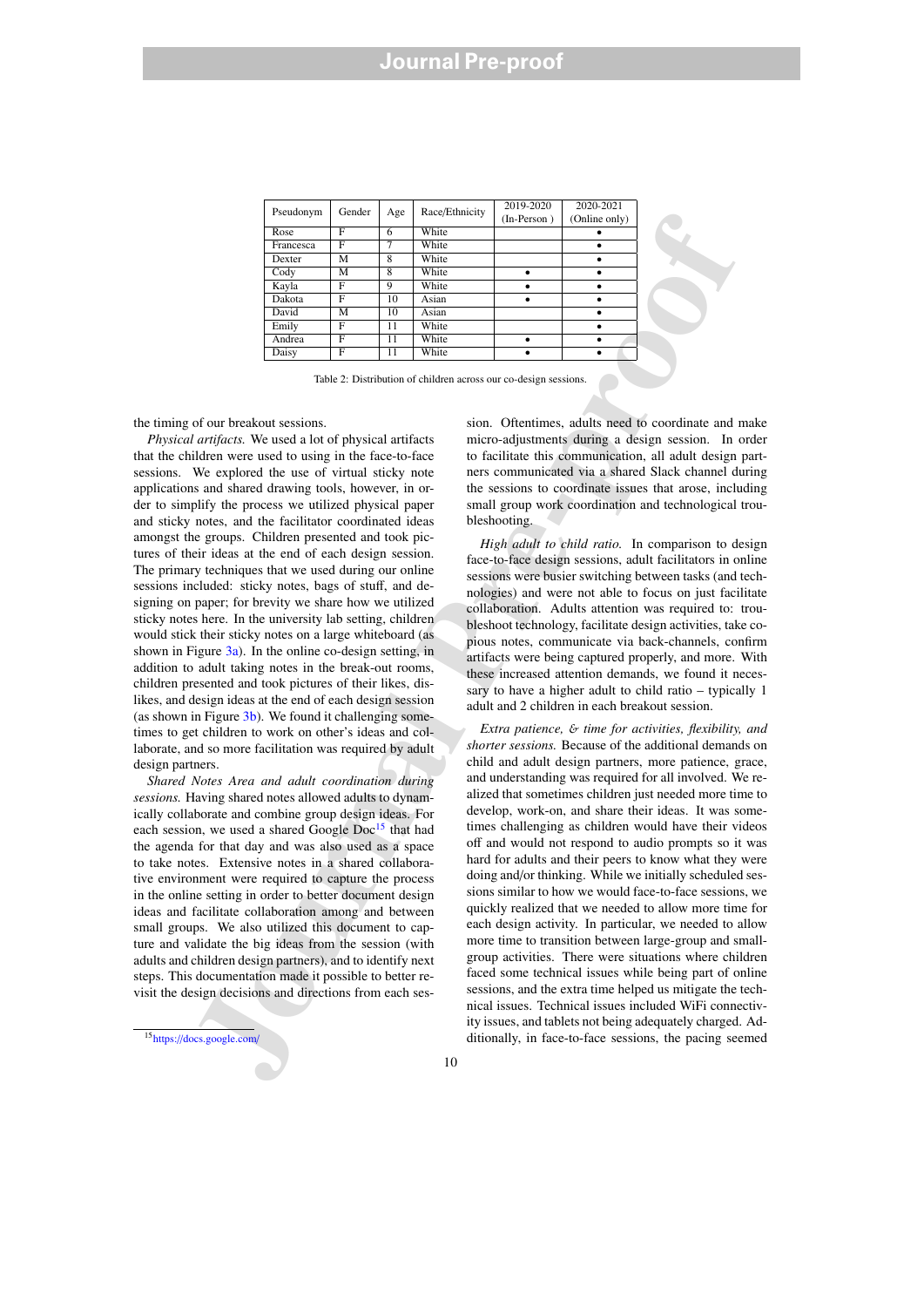| Pseudonym | Gender | Age | Race/Ethnicity | 2019-2020 (In-Person ) | 2020-2021 (Online only) |
|---|---|---|---|---|---|
| Rose | F | 6 | White | | • |
| Francesca | F | 7 | White | | • |
| Dexter | M | 8 | White | | • |
| Cody | M | 8 | White | • | • |
| Kayla | F | 9 | White | • | • |
| Dakota | F | 10 | Asian | • | • |
| David | M | 10 | Asian | | • |
| Emily | F | 11 | White | | • |
| Andrea | F | 11 | White | • | • |
| Daisy | F | 11 | White | • | • |

Table 2: Distribution of children across our co-design sessions.

the timing of our breakout sessions.

*Physical artifacts.* We used a lot of physical artifacts that the children were used to using in the face-to-face sessions. We explored the use of virtual sticky note applications and shared drawing tools, however, in order to simplify the process we utilized physical paper and sticky notes, and the facilitator coordinated ideas amongst the groups. Children presented and took pictures of their ideas at the end of each design session. The primary techniques that we used during our online sessions included: sticky notes, bags of stuff, and designing on paper; for brevity we share how we utilized sticky notes here. In the university lab setting, children would stick their sticky notes on a large whiteboard (as shown in Figure 3a). In the online co-design setting, in addition to adult taking notes in the break-out rooms, children presented and took pictures of their likes, dislikes, and design ideas at the end of each design session (as shown in Figure 3b). We found it challenging sometimes to get children to work on other's ideas and collaborate, and so more facilitation was required by adult design partners.

*Shared Notes Area and adult coordination during sessions.* Having shared notes allowed adults to dynamically collaborate and combine group design ideas. For each session, we used a shared Google Doc[15] that had the agenda for that day and was also used as a space to take notes. Extensive notes in a shared collaborative environment were required to capture the process in the online setting in order to better document design ideas and facilitate collaboration among and between small groups. We also utilized this document to capture and validate the big ideas from the session (with adults and children design partners), and to identify next steps. This documentation made it possible to better revisit the design decisions and directions from each session. Oftentimes, adults need to coordinate and make micro-adjustments during a design session. In order to facilitate this communication, all adult design partners communicated via a shared Slack channel during the sessions to coordinate issues that arose, including small group work coordination and technological troubleshooting.

*High adult to child ratio.* In comparison to design face-to-face design sessions, adult facilitators in online sessions were busier switching between tasks (and technologies) and were not able to focus on just facilitate collaboration. Adults attention was required to: troubleshoot technology, facilitate design activities, take copious notes, communicate via back-channels, confirm artifacts were being captured properly, and more. With these increased attention demands, we found it necessary to have a higher adult to child ratio – typically 1 adult and 2 children in each breakout session.

*Extra patience, & time for activities, flexibility, and shorter sessions.* Because of the additional demands on child and adult design partners, more patience, grace, and understanding was required for all involved. We realized that sometimes children just needed more time to develop, work-on, and share their ideas. It was sometimes challenging as children would have their videos off and would not respond to audio prompts so it was hard for adults and their peers to know what they were doing and/or thinking. While we initially scheduled sessions similar to how we would face-to-face sessions, we quickly realized that we needed to allow more time for each design activity. In particular, we needed to allow more time to transition between large-group and small-group activities. There were situations where children faced some technical issues while being part of online sessions, and the extra time helped us mitigate the technical issues. Technical issues included WiFi connectivity issues, and tablets not being adequately charged. Additionally, in face-to-face sessions, the pacing seemed

[15] https://docs.google.com/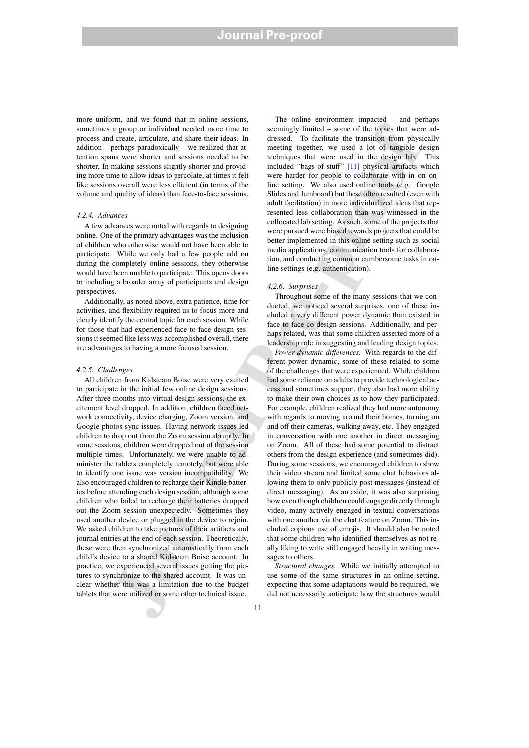more uniform, and we found that in online sessions, sometimes a group or individual needed more time to process and create, articulate, and share their ideas. In addition – perhaps paradoxically – we realized that attention spans were shorter and sessions needed to be shorter. In making sessions slightly shorter and providing more time to allow ideas to percolate, at times it felt like sessions overall were less efficient (in terms of the volume and quality of ideas) than face-to-face sessions.

#### *4.2.4. Advances*

A few advances were noted with regards to designing online. One of the primary advantages was the inclusion of children who otherwise would not have been able to participate. While we only had a few people add on during the completely online sessions, they otherwise would have been unable to participate. This opens doors to including a broader array of participants and design perspectives.

Additionally, as noted above, extra patience, time for activities, and flexibility required us to focus more and clearly identify the central topic for each session. While for those that had experienced face-to-face design sessions it seemed like less was accomplished overall, there are advantages to having a more focused session.

#### *4.2.5. Challenges*

All children from Kidsteam Boise were very excited to participate in the initial few online design sessions. After three months into virtual design sessions, the excitement level dropped. In addition, children faced network connectivity, device charging, Zoom version, and Google photos sync issues. Having network issues led children to drop out from the Zoom session abruptly. In some sessions, children were dropped out of the session multiple times. Unfortunately, we were unable to administer the tablets completely remotely, but were able to identify one issue was version incompatibility. We also encouraged children to recharge their Kindle batteries before attending each design session; although some children who failed to recharge their batteries dropped out the Zoom session unexpectedly. Sometimes they used another device or plugged in the device to rejoin. We asked children to take pictures of their artifacts and journal entries at the end of each session. Theoretically, these were then synchronized automatically from each child's device to a shared Kidsteam Boise account. In practice, we experienced several issues getting the pictures to synchronize to the shared account. It was unclear whether this was a limitation due to the budget tablets that were utilized or some other technical issue.

The online environment impacted – and perhaps seemingly limited – some of the topics that were addressed. To facilitate the transition from physically meeting together, we used a lot of tangible design techniques that were used in the design lab. This included "bags-of-stuff" [11] physical artifacts which were harder for people to collaborate with in on online setting. We also used online tools (e.g. Google Slides and Jamboard) but these often resulted (even with adult facilitation) in more individualized ideas that represented less collaboration than was witnessed in the collocated lab setting. As such, some of the projects that were pursued were biased towards projects that could be better implemented in this online setting such as social media applications, communication tools for collaboration, and conducting common cumbersome tasks in online settings (e.g. authentication).

#### *4.2.6. Surprises*

Throughout some of the many sessions that we conducted, we noticed several surprises, one of these included a very different power dynamic than existed in face-to-face co-design sessions. Additionally, and perhaps related, was that some children asserted more of a leadership role in suggesting and leading design topics.

*Power dynamic differences.* With regards to the different power dynamic, some of these related to some of the challenges that were experienced. While children had some reliance on adults to provide technological access and sometimes support, they also had more ability to make their own choices as to how they participated. For example, children realized they had more autonomy with regards to moving around their homes, turning on and off their cameras, walking away, etc. They engaged in conversation with one another in direct messaging on Zoom. All of these had some potential to distract others from the design experience (and sometimes did). During some sessions, we encouraged children to show their video stream and limited some chat behaviors allowing them to only publicly post messages (instead of direct messaging). As an aside, it was also surprising how even though children could engage directly through video, many actively engaged in textual conversations with one another via the chat feature on Zoom. This included copious use of emojis. It should also be noted that some children who identified themselves as not really liking to write still engaged heavily in writing messages to others.

*Structural changes.* While we initially attempted to use some of the same structures in an online setting, expecting that some adaptations would be required, we did not necessarily anticipate how the structures would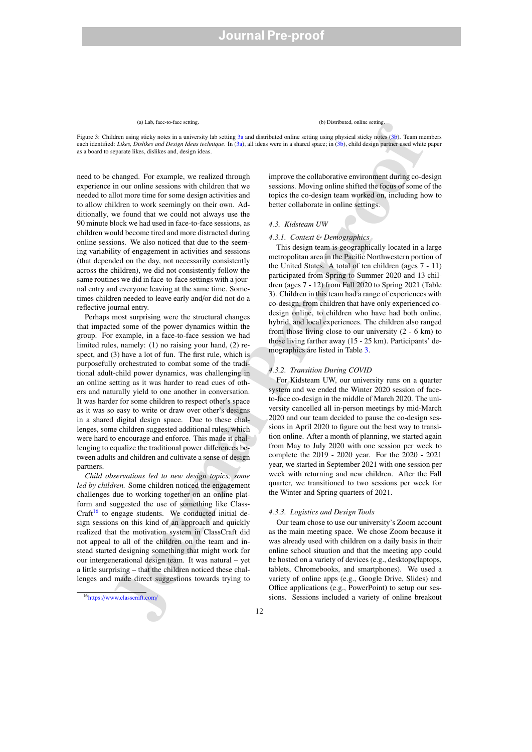(a) Lab, face-to-face setting.

(b) Distributed, online setting.

Figure 3: Children using sticky notes in a university lab setting 3a and distributed online setting using physical sticky notes (3b). Team members each identified: *Likes, Dislikes and Design Ideas technique*. In (3a), all ideas were in a shared space; in (3b), child design partner used white paper as a board to separate likes, dislikes and, design ideas.

need to be changed. For example, we realized through experience in our online sessions with children that we needed to allot more time for some design activities and to allow children to work seemingly on their own. Additionally, we found that we could not always use the 90 minute block we had used in face-to-face sessions, as children would become tired and more distracted during online sessions. We also noticed that due to the seeming variability of engagement in activities and sessions (that depended on the day, not necessarily consistently across the children), we did not consistently follow the same routines we did in face-to-face settings with a journal entry and everyone leaving at the same time. Sometimes children needed to leave early and/or did not do a reflective journal entry.

Perhaps most surprising were the structural changes that impacted some of the power dynamics within the group. For example, in a face-to-face session we had limited rules, namely: (1) no raising your hand, (2) respect, and (3) have a lot of fun. The first rule, which is purposefully orchestrated to combat some of the traditional adult-child power dynamics, was challenging in an online setting as it was harder to read cues of others and naturally yield to one another in conversation. It was harder for some children to respect other's space as it was so easy to write or draw over other's designs in a shared digital design space. Due to these challenges, some children suggested additional rules, which were hard to encourage and enforce. This made it challenging to equalize the traditional power differences between adults and children and cultivate a sense of design partners.

*Child observations led to new design topics, some led by children.* Some children noticed the engagement challenges due to working together on an online platform and suggested the use of something like ClassCraft[16] to engage students. We conducted initial design sessions on this kind of an approach and quickly realized that the motivation system in ClassCraft did not appeal to all of the children on the team and instead started designing something that might work for our intergenerational design team. It was natural – yet a little surprising – that the children noticed these challenges and made direct suggestions towards trying to improve the collaborative environment during co-design sessions. Moving online shifted the focus of some of the topics the co-design team worked on, including how to better collaborate in online settings.

[16] https://www.classcraft.com/

### 4.3. Kidsteam UW

#### 4.3.1. Context & Demographics

This design team is geographically located in a large metropolitan area in the Pacific Northwestern portion of the United States. A total of ten children (ages 7 - 11) participated from Spring to Summer 2020 and 13 children (ages 7 - 12) from Fall 2020 to Spring 2021 (Table 3). Children in this team had a range of experiences with co-design, from children that have only experienced co-design online, to children who have had both online, hybrid, and local experiences. The children also ranged from those living close to our university (2 - 6 km) to those living farther away (15 - 25 km). Participants' demographics are listed in Table 3.

#### 4.3.2. Transition During COVID

For Kidsteam UW, our university runs on a quarter system and we ended the Winter 2020 session of face-to-face co-design in the middle of March 2020. The university cancelled all in-person meetings by mid-March 2020 and our team decided to pause the co-design sessions in April 2020 to figure out the best way to transition online. After a month of planning, we started again from May to July 2020 with one session per week to complete the 2019 - 2020 year. For the 2020 - 2021 year, we started in September 2021 with one session per week with returning and new children. After the Fall quarter, we transitioned to two sessions per week for the Winter and Spring quarters of 2021.

#### 4.3.3. Logistics and Design Tools

Our team chose to use our university's Zoom account as the main meeting space. We chose Zoom because it was already used with children on a daily basis in their online school situation and that the meeting app could be hosted on a variety of devices (e.g., desktops/laptops, tablets, Chromebooks, and smartphones). We used a variety of online apps (e.g., Google Drive, Slides) and Office applications (e.g., PowerPoint) to setup our sessions. Sessions included a variety of online breakout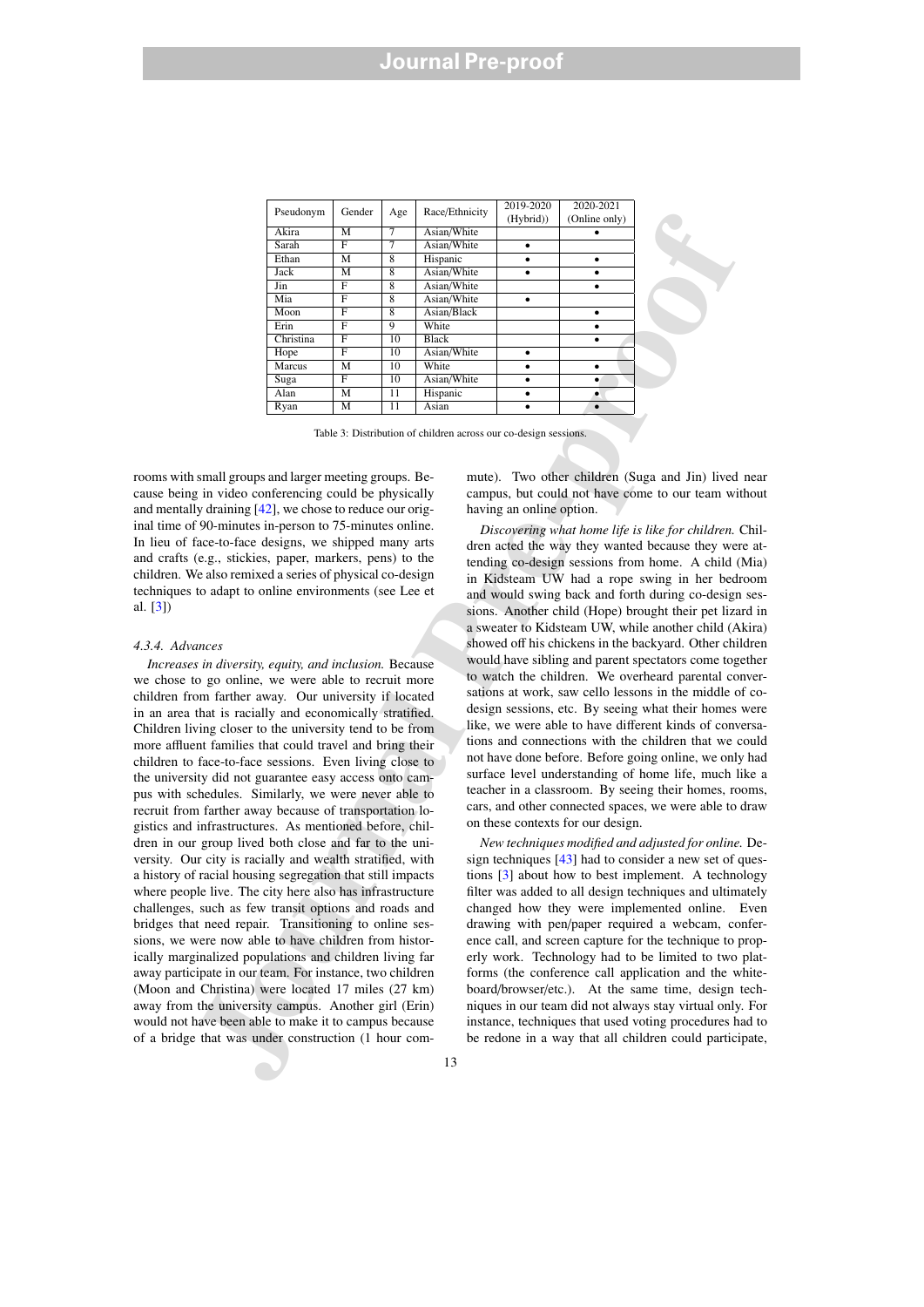| Pseudonym | Gender | Age | Race/Ethnicity | 2019-2020 (Hybrid)) | 2020-2021 (Online only) |
|---|---|---|---|---|---|
| Akira | M | 7 | Asian/White | | • |
| Sarah | F | 7 | Asian/White | • | |
| Ethan | M | 8 | Hispanic | • | • |
| Jack | M | 8 | Asian/White | • | • |
| Jin | F | 8 | Asian/White | | • |
| Mia | F | 8 | Asian/White | • | |
| Moon | F | 8 | Asian/Black | | • |
| Erin | F | 9 | White | | • |
| Christina | F | 10 | Black | | • |
| Hope | F | 10 | Asian/White | • | |
| Marcus | M | 10 | White | • | • |
| Suga | F | 10 | Asian/White | • | • |
| Alan | M | 11 | Hispanic | • | • |
| Ryan | M | 11 | Asian | • | • |

Table 3: Distribution of children across our co-design sessions.

rooms with small groups and larger meeting groups. Because being in video conferencing could be physically and mentally draining [42], we chose to reduce our original time of 90-minutes in-person to 75-minutes online. In lieu of face-to-face designs, we shipped many arts and crafts (e.g., stickies, paper, markers, pens) to the children. We also remixed a series of physical co-design techniques to adapt to online environments (see Lee et al. [3])

#### 4.3.4. Advances

*Increases in diversity, equity, and inclusion.* Because we chose to go online, we were able to recruit more children from farther away. Our university if located in an area that is racially and economically stratified. Children living closer to the university tend to be from more affluent families that could travel and bring their children to face-to-face sessions. Even living close to the university did not guarantee easy access onto campus with schedules. Similarly, we were never able to recruit from farther away because of transportation logistics and infrastructures. As mentioned before, children in our group lived both close and far to the university. Our city is racially and wealth stratified, with a history of racial housing segregation that still impacts where people live. The city here also has infrastructure challenges, such as few transit options and roads and bridges that need repair. Transitioning to online sessions, we were now able to have children from historically marginalized populations and children living far away participate in our team. For instance, two children (Moon and Christina) were located 17 miles (27 km) away from the university campus. Another girl (Erin) would not have been able to make it to campus because of a bridge that was under construction (1 hour commute). Two other children (Suga and Jin) lived near campus, but could not have come to our team without having an online option.

*Discovering what home life is like for children.* Children acted the way they wanted because they were attending co-design sessions from home. A child (Mia) in Kidsteam UW had a rope swing in her bedroom and would swing back and forth during co-design sessions. Another child (Hope) brought their pet lizard in a sweater to Kidsteam UW, while another child (Akira) showed off his chickens in the backyard. Other children would have sibling and parent spectators come together to watch the children. We overheard parental conversations at work, saw cello lessons in the middle of co-design sessions, etc. By seeing what their homes were like, we were able to have different kinds of conversations and connections with the children that we could not have done before. Before going online, we only had surface level understanding of home life, much like a teacher in a classroom. By seeing their homes, rooms, cars, and other connected spaces, we were able to draw on these contexts for our design.

*New techniques modified and adjusted for online.* Design techniques [43] had to consider a new set of questions [3] about how to best implement. A technology filter was added to all design techniques and ultimately changed how they were implemented online. Even drawing with pen/paper required a webcam, conference call, and screen capture for the technique to properly work. Technology had to be limited to two platforms (the conference call application and the whiteboard/browser/etc.). At the same time, design techniques in our team did not always stay virtual only. For instance, techniques that used voting procedures had to be redone in a way that all children could participate,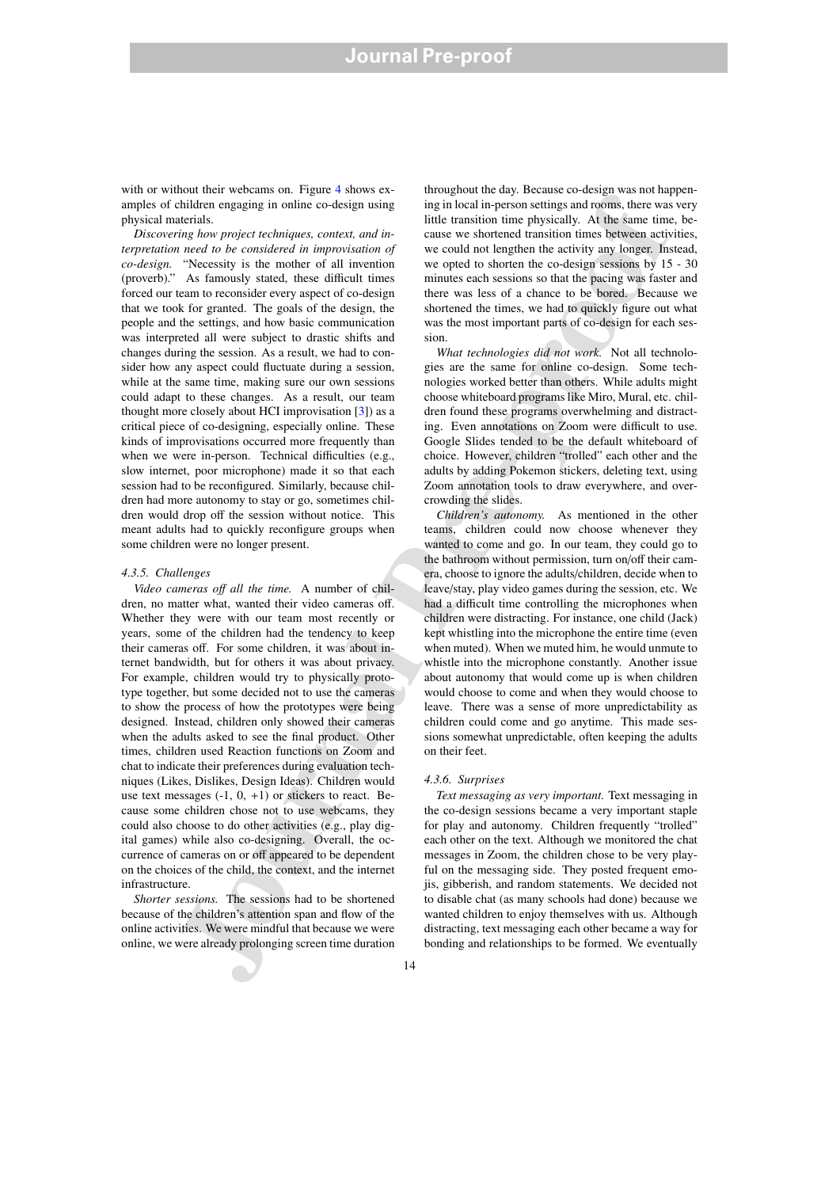with or without their webcams on. Figure 4 shows examples of children engaging in online co-design using physical materials.

*Discovering how project techniques, context, and interpretation need to be considered in improvisation of co-design.* "Necessity is the mother of all invention (proverb)." As famously stated, these difficult times forced our team to reconsider every aspect of co-design that we took for granted. The goals of the design, the people and the settings, and how basic communication was interpreted all were subject to drastic shifts and changes during the session. As a result, we had to consider how any aspect could fluctuate during a session, while at the same time, making sure our own sessions could adapt to these changes. As a result, our team thought more closely about HCI improvisation [3]) as a critical piece of co-designing, especially online. These kinds of improvisations occurred more frequently than when we were in-person. Technical difficulties (e.g., slow internet, poor microphone) made it so that each session had to be reconfigured. Similarly, because children had more autonomy to stay or go, sometimes children would drop off the session without notice. This meant adults had to quickly reconfigure groups when some children were no longer present.

#### 4.3.5. Challenges

*Video cameras off all the time.* A number of children, no matter what, wanted their video cameras off. Whether they were with our team most recently or years, some of the children had the tendency to keep their cameras off. For some children, it was about internet bandwidth, but for others it was about privacy. For example, children would try to physically prototype together, but some decided not to use the cameras to show the process of how the prototypes were being designed. Instead, children only showed their cameras when the adults asked to see the final product. Other times, children used Reaction functions on Zoom and chat to indicate their preferences during evaluation techniques (Likes, Dislikes, Design Ideas). Children would use text messages (-1, 0, +1) or stickers to react. Because some children chose not to use webcams, they could also choose to do other activities (e.g., play digital games) while also co-designing. Overall, the occurrence of cameras on or off appeared to be dependent on the choices of the child, the context, and the internet infrastructure.

*Shorter sessions.* The sessions had to be shortened because of the children's attention span and flow of the online activities. We were mindful that because we were online, we were already prolonging screen time duration throughout the day. Because co-design was not happening in local in-person settings and rooms, there was very little transition time physically. At the same time, because we shortened transition times between activities, we could not lengthen the activity any longer. Instead, we opted to shorten the co-design sessions by 15 - 30 minutes each sessions so that the pacing was faster and there was less of a chance to be bored. Because we shortened the times, we had to quickly figure out what was the most important parts of co-design for each session.

*What technologies did not work.* Not all technologies are the same for online co-design. Some technologies worked better than others. While adults might choose whiteboard programs like Miro, Mural, etc. children found these programs overwhelming and distracting. Even annotations on Zoom were difficult to use. Google Slides tended to be the default whiteboard of choice. However, children "trolled" each other and the adults by adding Pokemon stickers, deleting text, using Zoom annotation tools to draw everywhere, and overcrowding the slides.

*Children's autonomy.* As mentioned in the other teams, children could now choose whenever they wanted to come and go. In our team, they could go to the bathroom without permission, turn on/off their camera, choose to ignore the adults/children, decide when to leave/stay, play video games during the session, etc. We had a difficult time controlling the microphones when children were distracting. For instance, one child (Jack) kept whistling into the microphone the entire time (even when muted). When we muted him, he would unmute to whistle into the microphone constantly. Another issue about autonomy that would come up is when children would choose to come and when they would choose to leave. There was a sense of more unpredictability as children could come and go anytime. This made sessions somewhat unpredictable, often keeping the adults on their feet.

#### 4.3.6. Surprises

*Text messaging as very important.* Text messaging in the co-design sessions became a very important staple for play and autonomy. Children frequently "trolled" each other on the text. Although we monitored the chat messages in Zoom, the children chose to be very playful on the messaging side. They posted frequent emojis, gibberish, and random statements. We decided not to disable chat (as many schools had done) because we wanted children to enjoy themselves with us. Although distracting, text messaging each other became a way for bonding and relationships to be formed. We eventually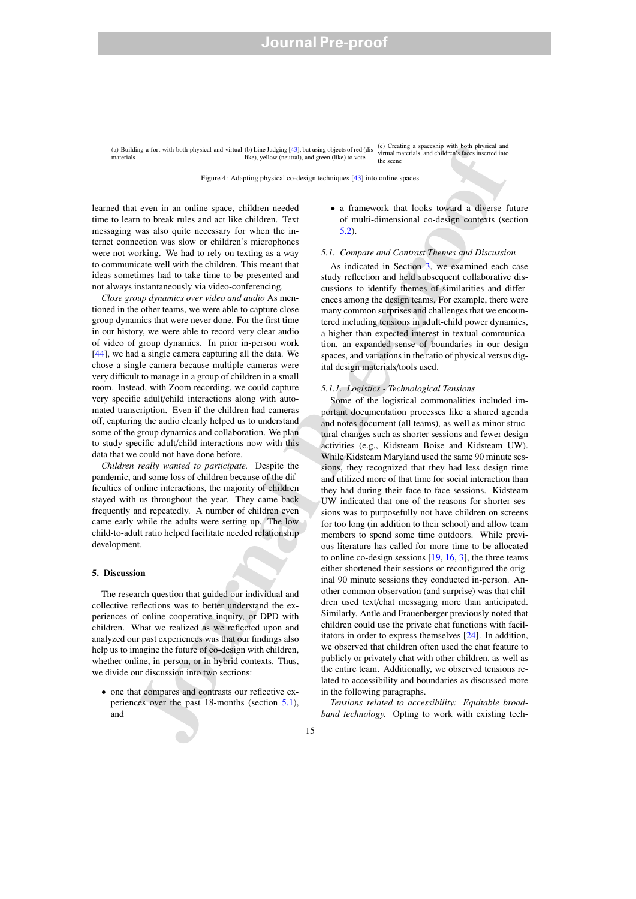(a) Building a fort with both physical and virtual materials

(b) Line Judging [43], but using objects of red (dislike), yellow (neutral), and green (like) to vote

(c) Creating a spaceship with both physical and virtual materials, and children's faces inserted into the scene

Figure 4: Adapting physical co-design techniques [43] into online spaces

learned that even in an online space, children needed time to learn to break rules and act like children. Text messaging was also quite necessary for when the internet connection was slow or children's microphones were not working. We had to rely on texting as a way to communicate well with the children. This meant that ideas sometimes had to take time to be presented and not always instantaneously via video-conferencing.

*Close group dynamics over video and audio* As mentioned in the other teams, we were able to capture close group dynamics that were never done. For the first time in our history, we were able to record very clear audio of video of group dynamics. In prior in-person work [44], we had a single camera capturing all the data. We chose a single camera because multiple cameras were very difficult to manage in a group of children in a small room. Instead, with Zoom recording, we could capture very specific adult/child interactions along with automated transcription. Even if the children had cameras off, capturing the audio clearly helped us to understand some of the group dynamics and collaboration. We plan to study specific adult/child interactions now with this data that we could not have done before.

*Children really wanted to participate.* Despite the pandemic, and some loss of children because of the difficulties of online interactions, the majority of children stayed with us throughout the year. They came back frequently and repeatedly. A number of children even came early while the adults were setting up. The low child-to-adult ratio helped facilitate needed relationship development.

## 5. Discussion

The research question that guided our individual and collective reflections was to better understand the experiences of online cooperative inquiry, or DPD with children. What we realized as we reflected upon and analyzed our past experiences was that our findings also help us to imagine the future of co-design with children, whether online, in-person, or in hybrid contexts. Thus, we divide our discussion into two sections:

- one that compares and contrasts our reflective experiences over the past 18-months (section 5.1), and
- a framework that looks toward a diverse future of multi-dimensional co-design contexts (section 5.2).

### 5.1. Compare and Contrast Themes and Discussion

As indicated in Section 3, we examined each case study reflection and held subsequent collaborative discussions to identify themes of similarities and differences among the design teams. For example, there were many common surprises and challenges that we encountered including tensions in adult-child power dynamics, a higher than expected interest in textual communication, an expanded sense of boundaries in our design spaces, and variations in the ratio of physical versus digital design materials/tools used.

#### 5.1.1. Logistics - Technological Tensions

Some of the logistical commonalities included important documentation processes like a shared agenda and notes document (all teams), as well as minor structural changes such as shorter sessions and fewer design activities (e.g., Kidsteam Boise and Kidsteam UW). While Kidsteam Maryland used the same 90 minute sessions, they recognized that they had less design time and utilized more of that time for social interaction than they had during their face-to-face sessions. Kidsteam UW indicated that one of the reasons for shorter sessions was to purposefully not have children on screens for too long (in addition to their school) and allow team members to spend some time outdoors. While previous literature has called for more time to be allocated to online co-design sessions [19, 16, 3], the three teams either shortened their sessions or reconfigured the original 90 minute sessions they conducted in-person. Another common observation (and surprise) was that children used text/chat messaging more than anticipated. Similarly, Antle and Frauenberger previously noted that children could use the private chat functions with facilitators in order to express themselves [24]. In addition, we observed that children often used the chat feature to publicly or privately chat with other children, as well as the entire team. Additionally, we observed tensions related to accessibility and boundaries as discussed more in the following paragraphs.

*Tensions related to accessibility: Equitable broadband technology.* Opting to work with existing tech-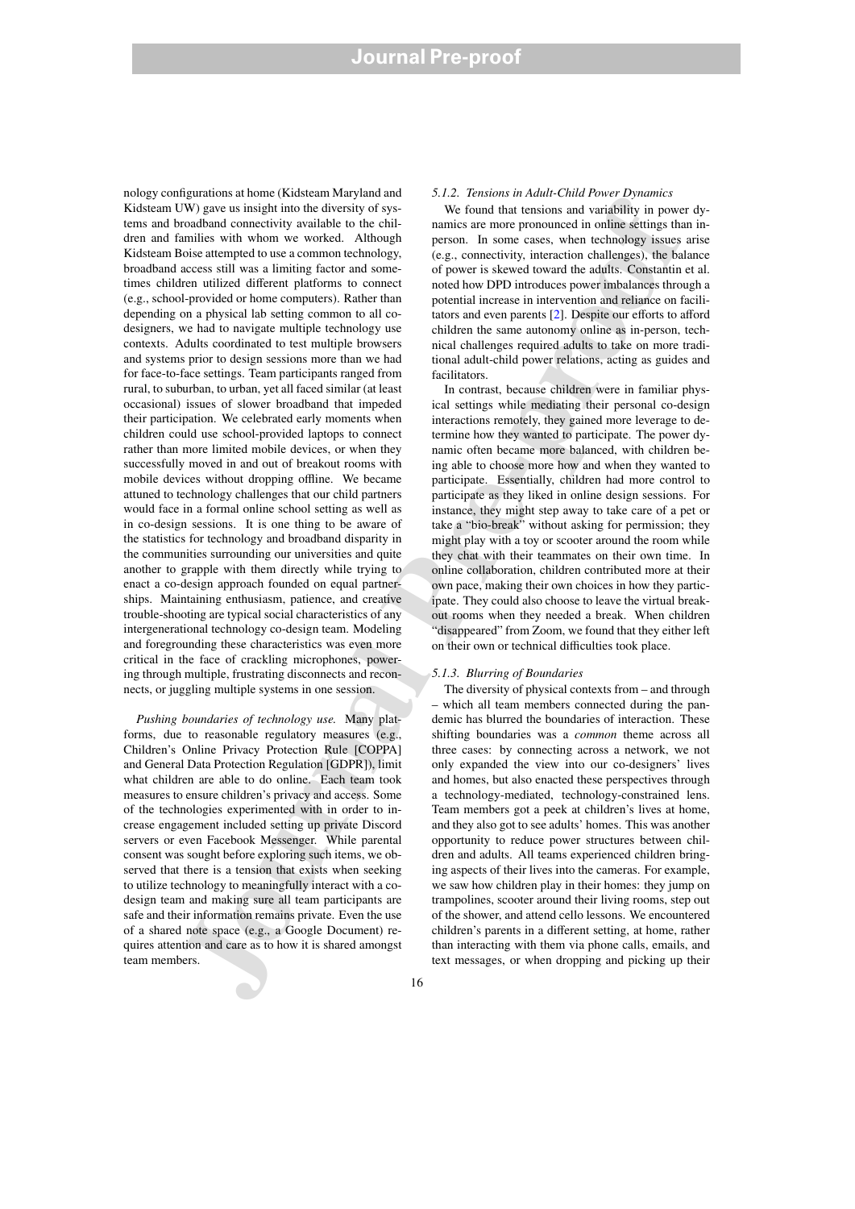nology configurations at home (Kidsteam Maryland and Kidsteam UW) gave us insight into the diversity of systems and broadband connectivity available to the children and families with whom we worked. Although Kidsteam Boise attempted to use a common technology, broadband access still was a limiting factor and sometimes children utilized different platforms to connect (e.g., school-provided or home computers). Rather than depending on a physical lab setting common to all co-designers, we had to navigate multiple technology use contexts. Adults coordinated to test multiple browsers and systems prior to design sessions more than we had for face-to-face settings. Team participants ranged from rural, to suburban, to urban, yet all faced similar (at least occasional) issues of slower broadband that impeded their participation. We celebrated early moments when children could use school-provided laptops to connect rather than more limited mobile devices, or when they successfully moved in and out of breakout rooms with mobile devices without dropping offline. We became attuned to technology challenges that our child partners would face in a formal online school setting as well as in co-design sessions. It is one thing to be aware of the statistics for technology and broadband disparity in the communities surrounding our universities and quite another to grapple with them directly while trying to enact a co-design approach founded on equal partnerships. Maintaining enthusiasm, patience, and creative trouble-shooting are typical social characteristics of any intergenerational technology co-design team. Modeling and foregrounding these characteristics was even more critical in the face of crackling microphones, powering through multiple, frustrating disconnects and reconnects, or juggling multiple systems in one session.

*Pushing boundaries of technology use.* Many platforms, due to reasonable regulatory measures (e.g., Children's Online Privacy Protection Rule [COPPA] and General Data Protection Regulation [GDPR]), limit what children are able to do online. Each team took measures to ensure children's privacy and access. Some of the technologies experimented with in order to increase engagement included setting up private Discord servers or even Facebook Messenger. While parental consent was sought before exploring such items, we observed that there is a tension that exists when seeking to utilize technology to meaningfully interact with a co-design team and making sure all team participants are safe and their information remains private. Even the use of a shared note space (e.g., a Google Document) requires attention and care as to how it is shared amongst team members.

#### *5.1.2. Tensions in Adult-Child Power Dynamics*

We found that tensions and variability in power dynamics are more pronounced in online settings than in-person. In some cases, when technology issues arise (e.g., connectivity, interaction challenges), the balance of power is skewed toward the adults. Constantin et al. noted how DPD introduces power imbalances through a potential increase in intervention and reliance on facilitators and even parents [2]. Despite our efforts to afford children the same autonomy online as in-person, technical challenges required adults to take on more traditional adult-child power relations, acting as guides and facilitators.

In contrast, because children were in familiar physical settings while mediating their personal co-design interactions remotely, they gained more leverage to determine how they wanted to participate. The power dynamic often became more balanced, with children being able to choose more how and when they wanted to participate. Essentially, children had more control to participate as they liked in online design sessions. For instance, they might step away to take care of a pet or take a "bio-break" without asking for permission; they might play with a toy or scooter around the room while they chat with their teammates on their own time. In online collaboration, children contributed more at their own pace, making their own choices in how they participate. They could also choose to leave the virtual breakout rooms when they needed a break. When children "disappeared" from Zoom, we found that they either left on their own or technical difficulties took place.

#### *5.1.3. Blurring of Boundaries*

The diversity of physical contexts from – and through – which all team members connected during the pandemic has blurred the boundaries of interaction. These shifting boundaries was a *common* theme across all three cases: by connecting across a network, we not only expanded the view into our co-designers' lives and homes, but also enacted these perspectives through a technology-mediated, technology-constrained lens. Team members got a peek at children's lives at home, and they also got to see adults' homes. This was another opportunity to reduce power structures between children and adults. All teams experienced children bringing aspects of their lives into the cameras. For example, we saw how children play in their homes: they jump on trampolines, scooter around their living rooms, step out of the shower, and attend cello lessons. We encountered children's parents in a different setting, at home, rather than interacting with them via phone calls, emails, and text messages, or when dropping and picking up their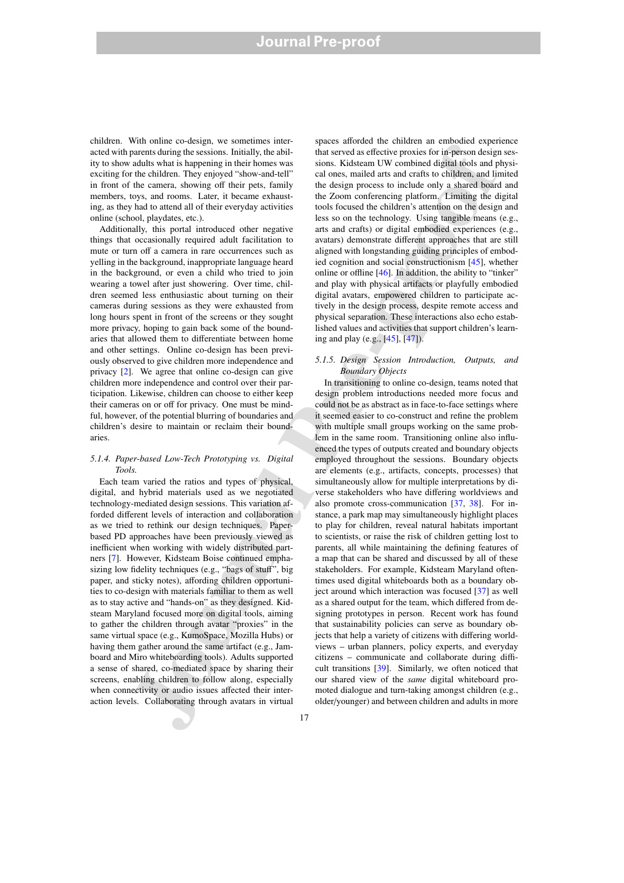children. With online co-design, we sometimes interacted with parents during the sessions. Initially, the ability to show adults what is happening in their homes was exciting for the children. They enjoyed "show-and-tell" in front of the camera, showing off their pets, family members, toys, and rooms. Later, it became exhausting, as they had to attend all of their everyday activities online (school, playdates, etc.).

Additionally, this portal introduced other negative things that occasionally required adult facilitation to mute or turn off a camera in rare occurrences such as yelling in the background, inappropriate language heard in the background, or even a child who tried to join wearing a towel after just showering. Over time, children seemed less enthusiastic about turning on their cameras during sessions as they were exhausted from long hours spent in front of the screens or they sought more privacy, hoping to gain back some of the boundaries that allowed them to differentiate between home and other settings. Online co-design has been previously observed to give children more independence and privacy [2]. We agree that online co-design can give children more independence and control over their participation. Likewise, children can choose to either keep their cameras on or off for privacy. One must be mindful, however, of the potential blurring of boundaries and children's desire to maintain or reclaim their boundaries.

#### 5.1.4. Paper-based Low-Tech Prototyping vs. Digital Tools.

Each team varied the ratios and types of physical, digital, and hybrid materials used as we negotiated technology-mediated design sessions. This variation afforded different levels of interaction and collaboration as we tried to rethink our design techniques. Paper-based PD approaches have been previously viewed as inefficient when working with widely distributed partners [7]. However, Kidsteam Boise continued emphasizing low fidelity techniques (e.g., "bags of stuff", big paper, and sticky notes), affording children opportunities to co-design with materials familiar to them as well as to stay active and "hands-on" as they designed. Kidsteam Maryland focused more on digital tools, aiming to gather the children through avatar "proxies" in the same virtual space (e.g., KumoSpace, Mozilla Hubs) or having them gather around the same artifact (e.g., Jamboard and Miro whiteboarding tools). Adults supported a sense of shared, co-mediated space by sharing their screens, enabling children to follow along, especially when connectivity or audio issues affected their interaction levels. Collaborating through avatars in virtual spaces afforded the children an embodied experience that served as effective proxies for in-person design sessions. Kidsteam UW combined digital tools and physical ones, mailed arts and crafts to children, and limited the design process to include only a shared board and the Zoom conferencing platform. Limiting the digital tools focused the children's attention on the design and less so on the technology. Using tangible means (e.g., arts and crafts) or digital embodied experiences (e.g., avatars) demonstrate different approaches that are still aligned with longstanding guiding principles of embodied cognition and social constructionism [45], whether online or offline [46]. In addition, the ability to "tinker" and play with physical artifacts or playfully embodied digital avatars, empowered children to participate actively in the design process, despite remote access and physical separation. These interactions also echo established values and activities that support children's learning and play (e.g., [45], [47]).

#### 5.1.5. Design Session Introduction, Outputs, and Boundary Objects

In transitioning to online co-design, teams noted that design problem introductions needed more focus and could not be as abstract as in face-to-face settings where it seemed easier to co-construct and refine the problem with multiple small groups working on the same problem in the same room. Transitioning online also influenced the types of outputs created and boundary objects employed throughout the sessions. Boundary objects are elements (e.g., artifacts, concepts, processes) that simultaneously allow for multiple interpretations by diverse stakeholders who have differing worldviews and also promote cross-communication [37, 38]. For instance, a park map may simultaneously highlight places to play for children, reveal natural habitats important to scientists, or raise the risk of children getting lost to parents, all while maintaining the defining features of a map that can be shared and discussed by all of these stakeholders. For example, Kidsteam Maryland oftentimes used digital whiteboards both as a boundary object around which interaction was focused [37] as well as a shared output for the team, which differed from designing prototypes in person. Recent work has found that sustainability policies can serve as boundary objects that help a variety of citizens with differing worldviews – urban planners, policy experts, and everyday citizens – communicate and collaborate during difficult transitions [39]. Similarly, we often noticed that our shared view of the *same* digital whiteboard promoted dialogue and turn-taking amongst children (e.g., older/younger) and between children and adults in more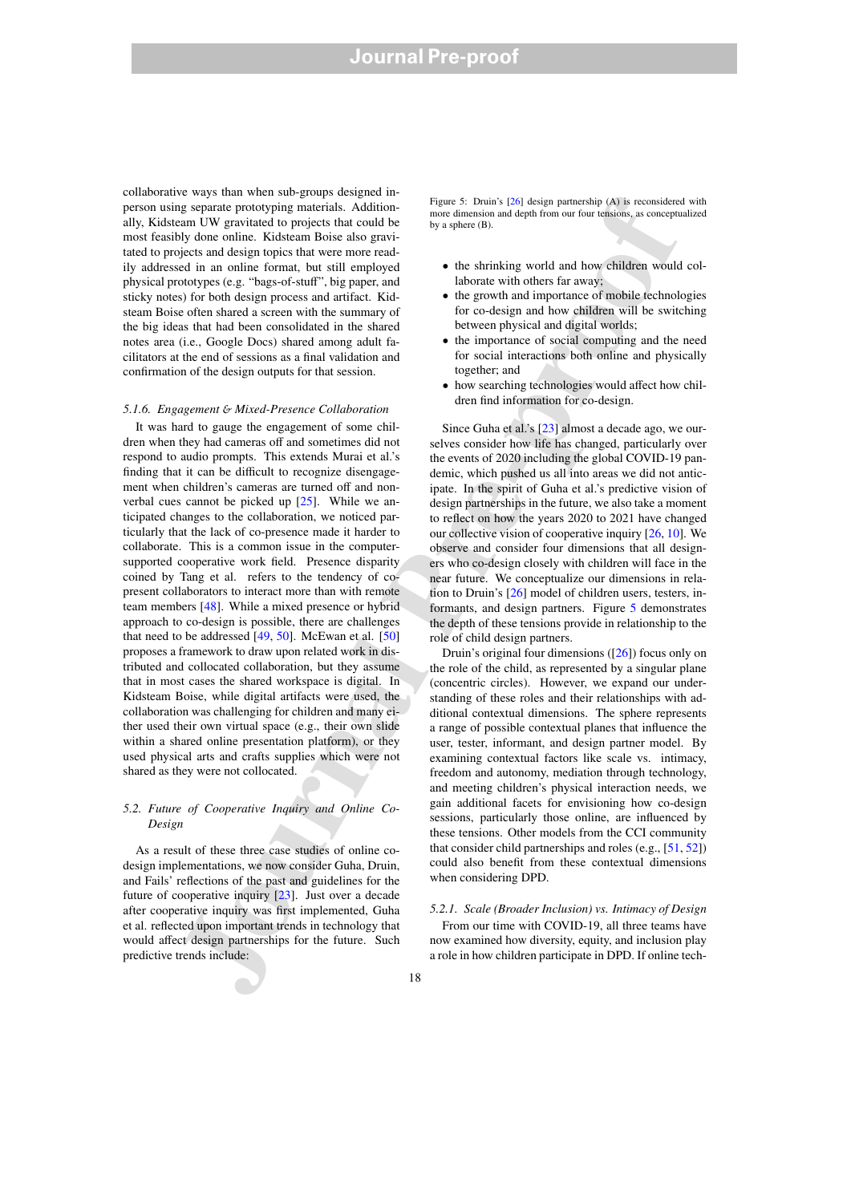collaborative ways than when sub-groups designed in-person using separate prototyping materials. Additionally, Kidsteam UW gravitated to projects that could be most feasibly done online. Kidsteam Boise also gravitated to projects and design topics that were more readily addressed in an online format, but still employed physical prototypes (e.g. "bags-of-stuff", big paper, and sticky notes) for both design process and artifact. Kidsteam Boise often shared a screen with the summary of the big ideas that had been consolidated in the shared notes area (i.e., Google Docs) shared among adult facilitators at the end of sessions as a final validation and confirmation of the design outputs for that session.

#### 5.1.6. Engagement & Mixed-Presence Collaboration

It was hard to gauge the engagement of some children when they had cameras off and sometimes did not respond to audio prompts. This extends Murai et al.'s finding that it can be difficult to recognize disengagement when children's cameras are turned off and nonverbal cues cannot be picked up [25]. While we anticipated changes to the collaboration, we noticed particularly that the lack of co-presence made it harder to collaborate. This is a common issue in the computer-supported cooperative work field. Presence disparity coined by Tang et al. refers to the tendency of co-present collaborators to interact more than with remote team members [48]. While a mixed presence or hybrid approach to co-design is possible, there are challenges that need to be addressed [49, 50]. McEwan et al. [50] proposes a framework to draw upon related work in distributed and collocated collaboration, but they assume that in most cases the shared workspace is digital. In Kidsteam Boise, while digital artifacts were used, the collaboration was challenging for children and many either used their own virtual space (e.g., their own slide within a shared online presentation platform), or they used physical arts and crafts supplies which were not shared as they were not collocated.

### 5.2. Future of Cooperative Inquiry and Online Co-Design

As a result of these three case studies of online co-design implementations, we now consider Guha, Druin, and Fails' reflections of the past and guidelines for the future of cooperative inquiry [23]. Just over a decade after cooperative inquiry was first implemented, Guha et al. reflected upon important trends in technology that would affect design partnerships for the future. Such predictive trends include:

Figure 5: Druin's [26] design partnership (A) is reconsidered with more dimension and depth from our four tensions, as conceptualized by a sphere (B).

- the shrinking world and how children would collaborate with others far away;
- the growth and importance of mobile technologies for co-design and how children will be switching between physical and digital worlds;
- the importance of social computing and the need for social interactions both online and physically together; and
- how searching technologies would affect how children find information for co-design.

Since Guha et al.'s [23] almost a decade ago, we ourselves consider how life has changed, particularly over the events of 2020 including the global COVID-19 pandemic, which pushed us all into areas we did not anticipate. In the spirit of Guha et al.'s predictive vision of design partnerships in the future, we also take a moment to reflect on how the years 2020 to 2021 have changed our collective vision of cooperative inquiry [26, 10]. We observe and consider four dimensions that all designers who co-design closely with children will face in the near future. We conceptualize our dimensions in relation to Druin's [26] model of children users, testers, informants, and design partners. Figure 5 demonstrates the depth of these tensions provide in relationship to the role of child design partners.

Druin's original four dimensions ([26]) focus only on the role of the child, as represented by a singular plane (concentric circles). However, we expand our understanding of these roles and their relationships with additional contextual dimensions. The sphere represents a range of possible contextual planes that influence the user, tester, informant, and design partner model. By examining contextual factors like scale vs. intimacy, freedom and autonomy, mediation through technology, and meeting children's physical interaction needs, we gain additional facets for envisioning how co-design sessions, particularly those online, are influenced by these tensions. Other models from the CCI community that consider child partnerships and roles (e.g., [51, 52]) could also benefit from these contextual dimensions when considering DPD.

#### 5.2.1. Scale (Broader Inclusion) vs. Intimacy of Design

From our time with COVID-19, all three teams have now examined how diversity, equity, and inclusion play a role in how children participate in DPD. If online tech-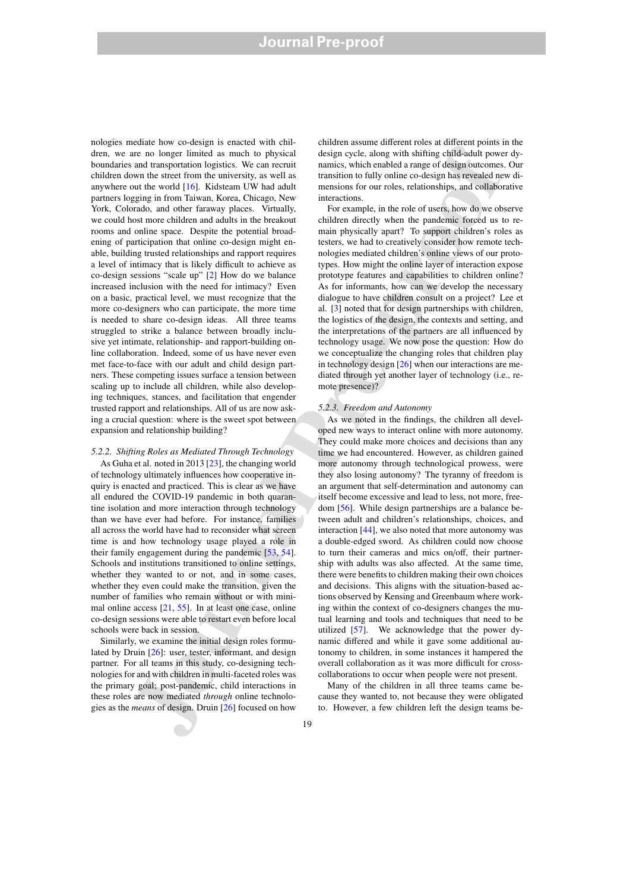nologies mediate how co-design is enacted with children, we are no longer limited as much to physical boundaries and transportation logistics. We can recruit children down the street from the university, as well as anywhere out the world [16]. Kidsteam UW had adult partners logging in from Taiwan, Korea, Chicago, New York, Colorado, and other faraway places. Virtually, we could host more children and adults in the breakout rooms and online space. Despite the potential broadening of participation that online co-design might enable, building trusted relationships and rapport requires a level of intimacy that is likely difficult to achieve as co-design sessions "scale up" [2] How do we balance increased inclusion with the need for intimacy? Even on a basic, practical level, we must recognize that the more co-designers who can participate, the more time is needed to share co-design ideas. All three teams struggled to strike a balance between broadly inclusive yet intimate, relationship- and rapport-building online collaboration. Indeed, some of us have never even met face-to-face with our adult and child design partners. These competing issues surface a tension between scaling up to include all children, while also developing techniques, stances, and facilitation that engender trusted rapport and relationships. All of us are now asking a crucial question: where is the sweet spot between expansion and relationship building?

### *5.2.2. Shifting Roles as Mediated Through Technology*

As Guha et al. noted in 2013 [23], the changing world of technology ultimately influences how cooperative inquiry is enacted and practiced. This is clear as we have all endured the COVID-19 pandemic in both quarantine isolation and more interaction through technology than we have ever had before. For instance, families all across the world have had to reconsider what screen time is and how technology usage played a role in their family engagement during the pandemic [53, 54]. Schools and institutions transitioned to online settings, whether they wanted to or not, and in some cases, whether they even could make the transition, given the number of families who remain without or with minimal online access [21, 55]. In at least one case, online co-design sessions were able to restart even before local schools were back in session.

Similarly, we examine the initial design roles formulated by Druin [26]: user, tester, informant, and design partner. For all teams in this study, co-designing technologies for and with children in multi-faceted roles was the primary goal; post-pandemic, child interactions in these roles are now mediated *through* online technologies as the *means* of design. Druin [26] focused on how children assume different roles at different points in the design cycle, along with shifting child-adult power dynamics, which enabled a range of design outcomes. Our transition to fully online co-design has revealed new dimensions for our roles, relationships, and collaborative interactions.

For example, in the role of users, how do we observe children directly when the pandemic forced us to remain physically apart? To support children's roles as testers, we had to creatively consider how remote technologies mediated children's online views of our prototypes. How might the online layer of interaction expose prototype features and capabilities to children online? As for informants, how can we develop the necessary dialogue to have children consult on a project? Lee et al. [3] noted that for design partnerships with children, the logistics of the design, the contexts and setting, and the interpretations of the partners are all influenced by technology usage. We now pose the question: How do we conceptualize the changing roles that children play in technology design [26] when our interactions are mediated through yet another layer of technology (i.e., remote presence)?

### *5.2.3. Freedom and Autonomy*

As we noted in the findings, the children all developed new ways to interact online with more autonomy. They could make more choices and decisions than any time we had encountered. However, as children gained more autonomy through technological prowess, were they also losing autonomy? The tyranny of freedom is an argument that self-determination and autonomy can itself become excessive and lead to less, not more, freedom [56]. While design partnerships are a balance between adult and children's relationships, choices, and interaction [44], we also noted that more autonomy was a double-edged sword. As children could now choose to turn their cameras and mics on/off, their partnership with adults was also affected. At the same time, there were benefits to children making their own choices and decisions. This aligns with the situation-based actions observed by Kensing and Greenbaum where working within the context of co-designers changes the mutual learning and tools and techniques that need to be utilized [57]. We acknowledge that the power dynamic differed and while it gave some additional autonomy to children, in some instances it hampered the overall collaboration as it was more difficult for cross-collaborations to occur when people were not present.

Many of the children in all three teams came because they wanted to, not because they were obligated to. However, a few children left the design teams be-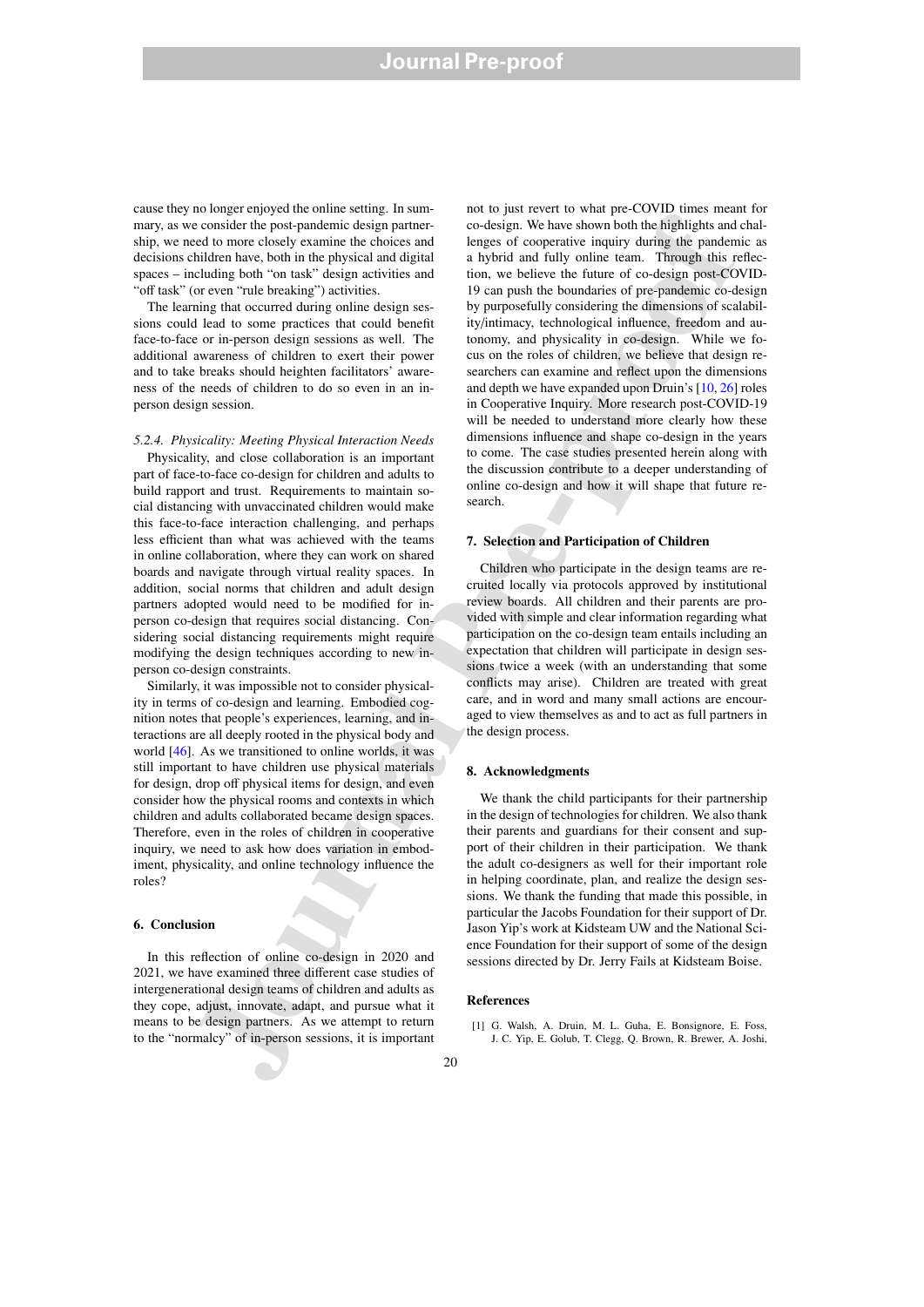cause they no longer enjoyed the online setting. In summary, as we consider the post-pandemic design partnership, we need to more closely examine the choices and decisions children have, both in the physical and digital spaces – including both "on task" design activities and "off task" (or even "rule breaking") activities.

The learning that occurred during online design sessions could lead to some practices that could benefit face-to-face or in-person design sessions as well. The additional awareness of children to exert their power and to take breaks should heighten facilitators' awareness of the needs of children to do so even in an in-person design session.

#### *5.2.4. Physicality: Meeting Physical Interaction Needs*

Physicality, and close collaboration is an important part of face-to-face co-design for children and adults to build rapport and trust. Requirements to maintain social distancing with unvaccinated children would make this face-to-face interaction challenging, and perhaps less efficient than what was achieved with the teams in online collaboration, where they can work on shared boards and navigate through virtual reality spaces. In addition, social norms that children and adult design partners adopted would need to be modified for in-person co-design that requires social distancing. Considering social distancing requirements might require modifying the design techniques according to new in-person co-design constraints.

Similarly, it was impossible not to consider physicality in terms of co-design and learning. Embodied cognition notes that people's experiences, learning, and interactions are all deeply rooted in the physical body and world [46]. As we transitioned to online worlds, it was still important to have children use physical materials for design, drop off physical items for design, and even consider how the physical rooms and contexts in which children and adults collaborated became design spaces. Therefore, even in the roles of children in cooperative inquiry, we need to ask how does variation in embodiment, physicality, and online technology influence the roles?

## 6. Conclusion

In this reflection of online co-design in 2020 and 2021, we have examined three different case studies of intergenerational design teams of children and adults as they cope, adjust, innovate, adapt, and pursue what it means to be design partners. As we attempt to return to the "normalcy" of in-person sessions, it is important not to just revert to what pre-COVID times meant for co-design. We have shown both the highlights and challenges of cooperative inquiry during the pandemic as a hybrid and fully online team. Through this reflection, we believe the future of co-design post-COVID-19 can push the boundaries of pre-pandemic co-design by purposefully considering the dimensions of scalability/intimacy, technological influence, freedom and autonomy, and physicality in co-design. While we focus on the roles of children, we believe that design researchers can examine and reflect upon the dimensions and depth we have expanded upon Druin's [10, 26] roles in Cooperative Inquiry. More research post-COVID-19 will be needed to understand more clearly how these dimensions influence and shape co-design in the years to come. The case studies presented herein along with the discussion contribute to a deeper understanding of online co-design and how it will shape that future research.

## 7. Selection and Participation of Children

Children who participate in the design teams are recruited locally via protocols approved by institutional review boards. All children and their parents are provided with simple and clear information regarding what participation on the co-design team entails including an expectation that children will participate in design sessions twice a week (with an understanding that some conflicts may arise). Children are treated with great care, and in word and many small actions are encouraged to view themselves as and to act as full partners in the design process.

## 8. Acknowledgments

We thank the child participants for their partnership in the design of technologies for children. We also thank their parents and guardians for their consent and support of their children in their participation. We thank the adult co-designers as well for their important role in helping coordinate, plan, and realize the design sessions. We thank the funding that made this possible, in particular the Jacobs Foundation for their support of Dr. Jason Yip's work at Kidsteam UW and the National Science Foundation for their support of some of the design sessions directed by Dr. Jerry Fails at Kidsteam Boise.

## References

[1] G. Walsh, A. Druin, M. L. Guha, E. Bonsignore, E. Foss, J. C. Yip, E. Golub, T. Clegg, Q. Brown, R. Brewer, A. Joshi,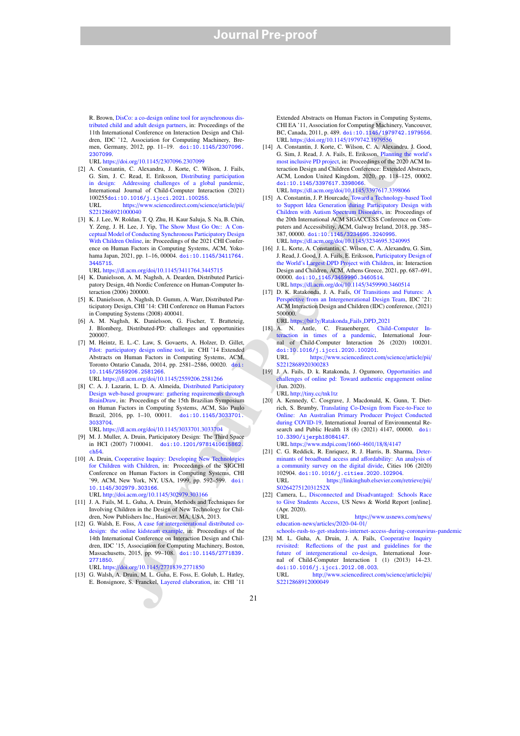R. Brown, DisCo: a co-design online tool for asynchronous distributed child and adult design partners, in: Proceedings of the 11th International Conference on Interaction Design and Children, IDC '12, Association for Computing Machinery, Bremen, Germany, 2012, pp. 11–19. doi:10.1145/2307096.2307099.
URL https://doi.org/10.1145/2307096.2307099

[2] A. Constantin, C. Alexandru, J. Korte, C. Wilson, J. Fails, G. Sim, J. C. Read, E. Eriksson, Distributing participation in design: Addressing challenges of a global pandemic, International Journal of Child-Computer Interaction (2021) 100255doi:10.1016/j.ijcci.2021.100255.
URL https://www.sciencedirect.com/science/article/pii/S2212868921000040

[3] K. J. Lee, W. Roldan, T. Q. Zhu, H. Kaur Saluja, S. Na, B. Chin, Y. Zeng, J. H. Lee, J. Yip, The Show Must Go On:: A Conceptual Model of Conducting Synchronous Participatory Design With Children Online, in: Proceedings of the 2021 CHI Conference on Human Factors in Computing Systems, ACM, Yokohama Japan, 2021, pp. 1–16, 00004. doi:10.1145/3411764.3445715.
URL https://dl.acm.org/doi/10.1145/3411764.3445715

[4] K. Danielsson, A. M. Naghsh, A. Dearden, Distributed Participatory Design, 4th Nordic Conference on Human-Computer Interaction (2006) 200000.

[5] K. Danielsson, A. Naghsh, D. Gumm, A. Warr, Distributed Participatory Design, CHI '14: CHI Conference on Human Factors in Computing Systems (2008) 400041.

[6] A. M. Naghsh, K. Danielsson, G. Fischer, T. Bratteteig, J. Blomberg, Distributed-PD: challenges and opportunities 200007.

[7] M. Heintz, E. L.-C. Law, S. Govaerts, A. Holzer, D. Gillet, Pdot: participatory design online tool, in: CHI '14 Extended Abstracts on Human Factors in Computing Systems, ACM, Toronto Ontario Canada, 2014, pp. 2581–2586, 00020. doi:10.1145/2559206.2581266.
URL https://dl.acm.org/doi/10.1145/2559206.2581266

[8] C. A. J. Lazarin, L. D. A. Almeida, Distributed Participatory Design web-based groupware: gathering requirements through BrainDraw, in: Proceedings of the 15th Brazilian Symposium on Human Factors in Computing Systems, ACM, São Paulo Brazil, 2016, pp. 1–10, 00011. doi:10.1145/3033701.3033704.
URL https://dl.acm.org/doi/10.1145/3033701.3033704

[9] M. J. Muller, A. Druin, Participatory Design: The Third Space in HCI (2007) 7100041. doi:10.1201/9781410615862.ch54.

[10] A. Druin, Cooperative Inquiry: Developing New Technologies for Children with Children, in: Proceedings of the SIGCHI Conference on Human Factors in Computing Systems, CHI '99, ACM, New York, NY, USA, 1999, pp. 592–599. doi:10.1145/302979.303166.
URL http://doi.acm.org/10.1145/302979.303166

[11] J. A. Fails, M. L. Guha, A. Druin, Methods and Techniques for Involving Children in the Design of New Technology for Children, Now Publishers Inc., Hanover, MA, USA, 2013.

[12] G. Walsh, E. Foss, A case for intergenerational distributed co-design: the online kidsteam example, in: Proceedings of the 14th International Conference on Interaction Design and Children, IDC '15, Association for Computing Machinery, Boston, Massachusetts, 2015, pp. 99–108. doi:10.1145/2771839.2771850.
URL https://doi.org/10.1145/2771839.2771850

[13] G. Walsh, A. Druin, M. L. Guha, E. Foss, E. Golub, L. Hatley, E. Bonsignore, S. Franckel, Layered elaboration, in: CHI '11 Extended Abstracts on Human Factors in Computing Systems, CHI EA '11, Association for Computing Machinery, Vancouver, BC, Canada, 2011, p. 489. doi:10.1145/1979742.1979556.
URL https://doi.org/10.1145/1979742.1979556

[14] A. Constantin, J. Korte, C. Wilson, C. A. Alexandru, J. Good, G. Sim, J. Read, J. A. Fails, E. Eriksson, Planning the world's most inclusive PD project, in: Proceedings of the 2020 ACM Interaction Design and Children Conference: Extended Abstracts, ACM, London United Kingdom, 2020, pp. 118–125, 00002. doi:10.1145/3397617.3398066.
URL https://dl.acm.org/doi/10.1145/3397617.3398066

[15] A. Constantin, J. P. Hourcade, Toward a Technology-based Tool to Support Idea Generation during Participatory Design with Children with Autism Spectrum Disorders, in: Proceedings of the 20th International ACM SIGACCESS Conference on Computers and Accessibility, ACM, Galway Ireland, 2018, pp. 385–387, 00000. doi:10.1145/3234695.3240995.
URL https://dl.acm.org/doi/10.1145/3234695.3240995

[16] J. L. Korte, A. Constantin, C. Wilson, C. A. Alexandru, G. Sim, J. Read, J. Good, J. A. Fails, E. Eriksson, Participatory Design of the World's Largest DPD Project with Children, in: Interaction Design and Children, ACM, Athens Greece, 2021, pp. 687–691, 00000. doi:10.1145/3459990.3460514.
URL https://dl.acm.org/doi/10.1145/3459990.3460514

[17] D. K. Ratakonda, J. A. Fails, Of Transitions and Futures: A Perspective from an Intergenerational Design Team, IDC '21: ACM Interaction Design and Children (IDC) conference, (2021) 500000.
URL https://bit.ly/Ratakonda_Fails_DPD_2021

[18] A. N. Antle, C. Frauenberger, Child–Computer Interaction in times of a pandemic, International Journal of Child-Computer Interaction 26 (2020) 100201. doi:10.1016/j.ijcci.2020.100201.
URL https://www.sciencedirect.com/science/article/pii/S2212868920300283

[19] J. A. Fails, D. k. Ratakonda, J. Ogumoro, Opportunities and challenges of online pd: Toward authentic engagement online (Jun. 2020).
URL http://tiny.cc/tnk1tz

[20] A. Kennedy, C. Cosgrave, J. Macdonald, K. Gunn, T. Dietrich, S. Brumby, Translating Co-Design from Face-to-Face to Online: An Australian Primary Producer Project Conducted during COVID-19, International Journal of Environmental Research and Public Health 18 (8) (2021) 4147, 00000. doi:10.3390/ijerph18084147.
URL https://www.mdpi.com/1660-4601/18/8/4147

[21] C. G. Reddick, R. Enriquez, R. J. Harris, B. Sharma, Determinants of broadband access and affordability: An analysis of a community survey on the digital divide, Cities 106 (2020) 102904. doi:10.1016/j.cities.2020.102904.
URL https://linkinghub.elsevier.com/retrieve/pii/S026427512031252X

[22] Camera, L., Disconnected and Disadvantaged: Schools Race to Give Students Access, US News & World Report [online]. (Apr. 2020).
URL https://www.usnews.com/news/education-news/articles/2020-04-01/schools-rush-to-get-students-internet-access-during-coronavirus-pandemic

[23] M. L. Guha, A. Druin, J. A. Fails, Cooperative Inquiry revisited: Reflections of the past and guidelines for the future of intergenerational co-design, International Journal of Child-Computer Interaction 1 (1) (2013) 14–23. doi:10.1016/j.ijcci.2012.08.003.
URL http://www.sciencedirect.com/science/article/pii/S2212868912000049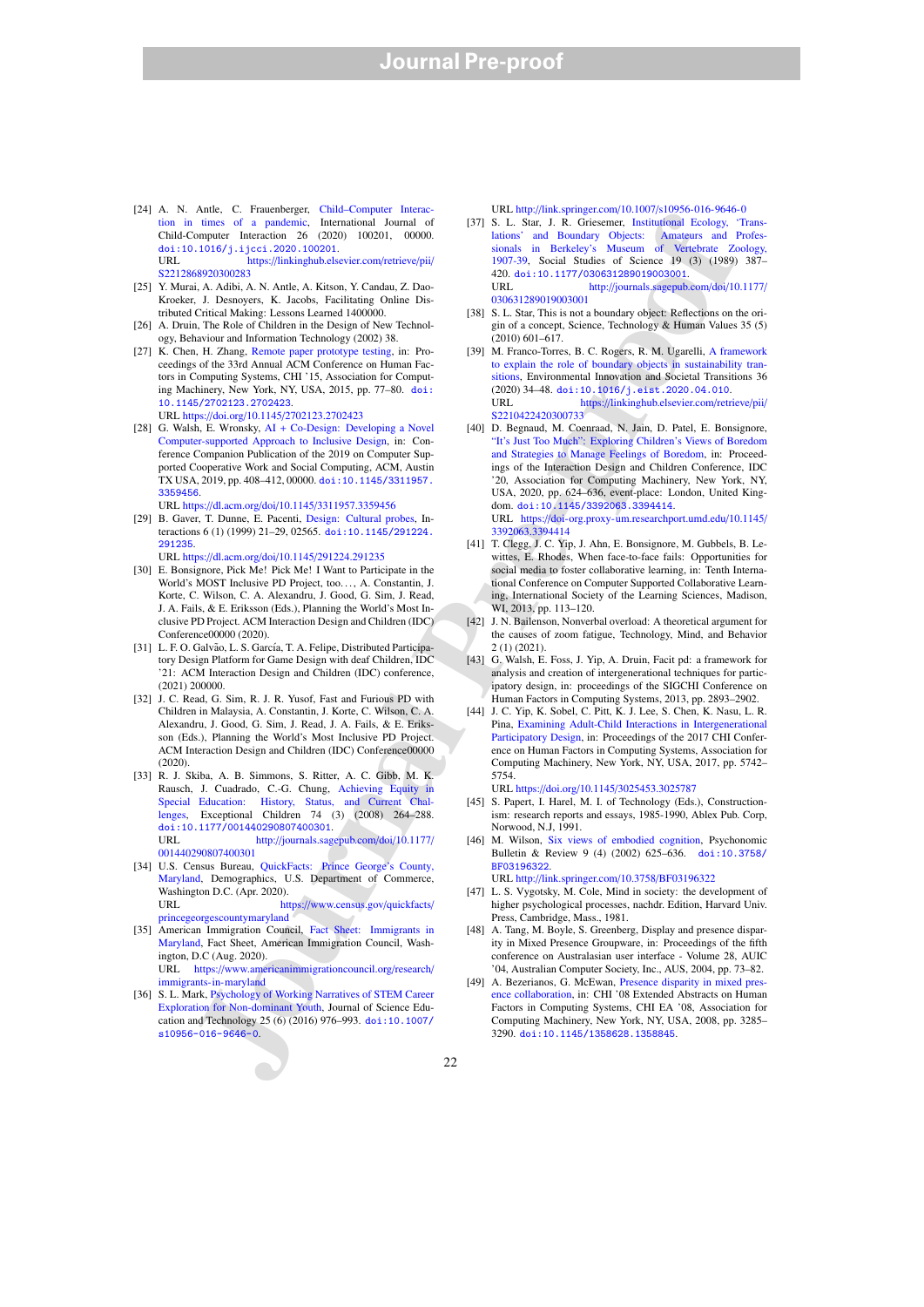[24] A. N. Antle, C. Frauenberger, Child–Computer Interaction in times of a pandemic, International Journal of Child-Computer Interaction 26 (2020) 100201, 00000. doi:10.1016/j.ijcci.2020.100201.
URL https://linkinghub.elsevier.com/retrieve/pii/S2212868920300283

[25] Y. Murai, A. Adibi, A. N. Antle, A. Kitson, Y. Candau, Z. Dao-Kroeker, J. Desnoyers, K. Jacobs, Facilitating Online Distributed Critical Making: Lessons Learned 1400000.

[26] A. Druin, The Role of Children in the Design of New Technology, Behaviour and Information Technology (2002) 38.

[27] K. Chen, H. Zhang, Remote paper prototype testing, in: Proceedings of the 33rd Annual ACM Conference on Human Factors in Computing Systems, CHI '15, Association for Computing Machinery, New York, NY, USA, 2015, pp. 77–80. doi:10.1145/2702123.2702423.
URL https://doi.org/10.1145/2702123.2702423

[28] G. Walsh, E. Wronsky, AI + Co-Design: Developing a Novel Computer-supported Approach to Inclusive Design, in: Conference Companion Publication of the 2019 on Computer Supported Cooperative Work and Social Computing, ACM, Austin TX USA, 2019, pp. 408–412, 00000. doi:10.1145/3311957.3359456.
URL https://dl.acm.org/doi/10.1145/3311957.3359456

[29] B. Gaver, T. Dunne, E. Pacenti, Design: Cultural probes, Interactions 6 (1) (1999) 21–29, 02565. doi:10.1145/291224.291235.
URL https://dl.acm.org/doi/10.1145/291224.291235

[30] E. Bonsignore, Pick Me! Pick Me! I Want to Participate in the World's MOST Inclusive PD Project, too…, A. Constantin, J. Korte, C. Wilson, C. A. Alexandru, J. Good, G. Sim, J. Read, J. A. Fails, & E. Eriksson (Eds.), Planning the World's Most Inclusive PD Project. ACM Interaction Design and Children (IDC) Conference00000 (2020).

[31] L. F. O. Galvão, L. S. García, T. A. Felipe, Distributed Participatory Design Platform for Game Design with deaf Children, IDC '21: ACM Interaction Design and Children (IDC) conference, (2021) 200000.

[32] J. C. Read, G. Sim, R. J. R. Yusof, Fast and Furious PD with Children in Malaysia, A. Constantin, J. Korte, C. Wilson, C. A. Alexandru, J. Good, G. Sim, J. Read, J. A. Fails, & E. Eriksson (Eds.), Planning the World's Most Inclusive PD Project. ACM Interaction Design and Children (IDC) Conference00000 (2020).

[33] R. J. Skiba, A. B. Simmons, S. Ritter, A. C. Gibb, M. K. Rausch, J. Cuadrado, C.-G. Chung, Achieving Equity in Special Education: History, Status, and Current Challenges, Exceptional Children 74 (3) (2008) 264–288. doi:10.1177/001440290807400301.
URL http://journals.sagepub.com/doi/10.1177/001440290807400301

[34] U.S. Census Bureau, QuickFacts: Prince George's County, Maryland, Demographics, U.S. Department of Commerce, Washington D.C. (Apr. 2020).
URL https://www.census.gov/quickfacts/princegeorgescountymaryland

[35] American Immigration Council, Fact Sheet: Immigrants in Maryland, Fact Sheet, American Immigration Council, Washington, D.C (Aug. 2020).
URL https://www.americanimmigrationcouncil.org/research/immigrants-in-maryland

[36] S. L. Mark, Psychology of Working Narratives of STEM Career Exploration for Non-dominant Youth, Journal of Science Education and Technology 25 (6) (2016) 976–993. doi:10.1007/s10956-016-9646-0.
URL http://link.springer.com/10.1007/s10956-016-9646-0

[37] S. L. Star, J. R. Griesemer, Institutional Ecology, 'Translations' and Boundary Objects: Amateurs and Professionals in Berkeley's Museum of Vertebrate Zoology, 1907-39, Social Studies of Science 19 (3) (1989) 387–420. doi:10.1177/030631289019003001.
URL http://journals.sagepub.com/doi/10.1177/030631289019003001

[38] S. L. Star, This is not a boundary object: Reflections on the origin of a concept, Science, Technology & Human Values 35 (5) (2010) 601–617.

[39] M. Franco-Torres, B. C. Rogers, R. M. Ugarelli, A framework to explain the role of boundary objects in sustainability transitions, Environmental Innovation and Societal Transitions 36 (2020) 34–48. doi:10.1016/j.eist.2020.04.010.
URL https://linkinghub.elsevier.com/retrieve/pii/S2210422420300733

[40] D. Begnaud, M. Coenraad, N. Jain, D. Patel, E. Bonsignore, "It's Just Too Much": Exploring Children's Views of Boredom and Strategies to Manage Feelings of Boredom, in: Proceedings of the Interaction Design and Children Conference, IDC '20, Association for Computing Machinery, New York, NY, USA, 2020, pp. 624–636, event-place: London, United Kingdom. doi:10.1145/3392063.3394414.
URL https://doi-org.proxy-um.researchport.umd.edu/10.1145/3392063.3394414

[41] T. Clegg, J. C. Yip, J. Ahn, E. Bonsignore, M. Gubbels, B. Lewittes, E. Rhodes, When face-to-face fails: Opportunities for social media to foster collaborative learning, in: Tenth International Conference on Computer Supported Collaborative Learning, International Society of the Learning Sciences, Madison, WI, 2013, pp. 113–120.

[42] J. N. Bailenson, Nonverbal overload: A theoretical argument for the causes of zoom fatigue, Technology, Mind, and Behavior 2 (1) (2021).

[43] G. Walsh, E. Foss, J. Yip, A. Druin, Facit pd: a framework for analysis and creation of intergenerational techniques for participatory design, in: proceedings of the SIGCHI Conference on Human Factors in Computing Systems, 2013, pp. 2893–2902.

[44] J. C. Yip, K. Sobel, C. Pitt, K. J. Lee, S. Chen, K. Nasu, L. R. Pina, Examining Adult-Child Interactions in Intergenerational Participatory Design, in: Proceedings of the 2017 CHI Conference on Human Factors in Computing Systems, Association for Computing Machinery, New York, NY, USA, 2017, pp. 5742–5754.
URL https://doi.org/10.1145/3025453.3025787

[45] S. Papert, I. Harel, M. I. of Technology (Eds.), Constructionism: research reports and essays, 1985-1990, Ablex Pub. Corp, Norwood, N.J, 1991.

[46] M. Wilson, Six views of embodied cognition, Psychonomic Bulletin & Review 9 (4) (2002) 625–636. doi:10.3758/BF03196322.
URL http://link.springer.com/10.3758/BF03196322

[47] L. S. Vygotsky, M. Cole, Mind in society: the development of higher psychological processes, nachdr. Edition, Harvard Univ. Press, Cambridge, Mass., 1981.

[48] A. Tang, M. Boyle, S. Greenberg, Display and presence disparity in Mixed Presence Groupware, in: Proceedings of the fifth conference on Australasian user interface - Volume 28, AUIC '04, Australian Computer Society, Inc., AUS, 2004, pp. 73–82.

[49] A. Bezerianos, G. McEwan, Presence disparity in mixed presence collaboration, in: CHI '08 Extended Abstracts on Human Factors in Computing Systems, CHI EA '08, Association for Computing Machinery, New York, NY, USA, 2008, pp. 3285–3290. doi:10.1145/1358628.1358845.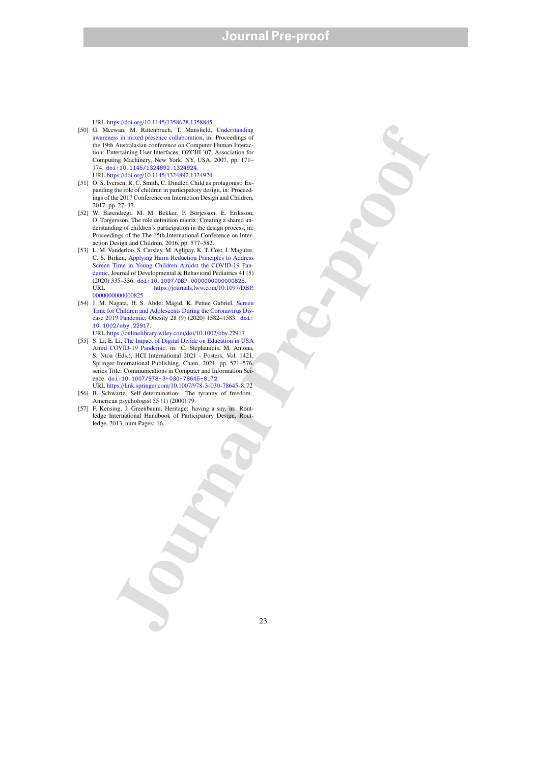URL https://doi.org/10.1145/1358628.1358845

[50] G. Mcewan, M. Rittenbruch, T. Mansfield, Understanding awareness in mixed presence collaboration, in: Proceedings of the 19th Australasian conference on Computer-Human Interaction: Entertaining User Interfaces, OZCHI '07, Association for Computing Machinery, New York, NY, USA, 2007, pp. 171–174. doi:10.1145/1324892.1324924.
URL https://doi.org/10.1145/1324892.1324924

[51] O. S. Iversen, R. C. Smith, C. Dindler, Child as protagonist: Expanding the role of children in participatory design, in: Proceedings of the 2017 Conference on Interaction Design and Children, 2017, pp. 27–37.

[52] W. Barendregt, M. M. Bekker, P. Börjesson, E. Eriksson, O. Torgersson, The role definition matrix: Creating a shared understanding of children's participation in the design process, in: Proceedings of the The 15th International Conference on Interaction Design and Children, 2016, pp. 577–582.

[53] L. M. Vanderloo, S. Carsley, M. Aglipay, K. T. Cost, J. Maguire, C. S. Birken, Applying Harm Reduction Principles to Address Screen Time in Young Children Amidst the COVID-19 Pandemic, Journal of Developmental & Behavioral Pediatrics 41 (5) (2020) 335–336. doi:10.1097/DBP.0000000000000825.
URL https://journals.lww.com/10.1097/DBP.0000000000000825

[54] J. M. Nagata, H. S. Abdel Magid, K. Pettee Gabriel, Screen Time for Children and Adolescents During the Coronavirus Disease 2019 Pandemic, Obesity 28 (9) (2020) 1582–1583. doi:10.1002/oby.22917.
URL https://onlinelibrary.wiley.com/doi/10.1002/oby.22917

[55] S. Li, E. Li, The Impact of Digital Divide on Education in USA Amid COVID-19 Pandemic, in: C. Stephanidis, M. Antona, S. Ntoa (Eds.), HCI International 2021 - Posters, Vol. 1421, Springer International Publishing, Cham, 2021, pp. 571–576, series Title: Communications in Computer and Information Science. doi:10.1007/978-3-030-78645-8_72.
URL https://link.springer.com/10.1007/978-3-030-78645-8_72

[56] B. Schwartz, Self-determination: The tyranny of freedom., American psychologist 55 (1) (2000) 79.

[57] F. Kensing, J. Greenbaum, Heritage: having a say, in: Routledge International Handbook of Participatory Design, Routledge, 2013, num Pages: 16.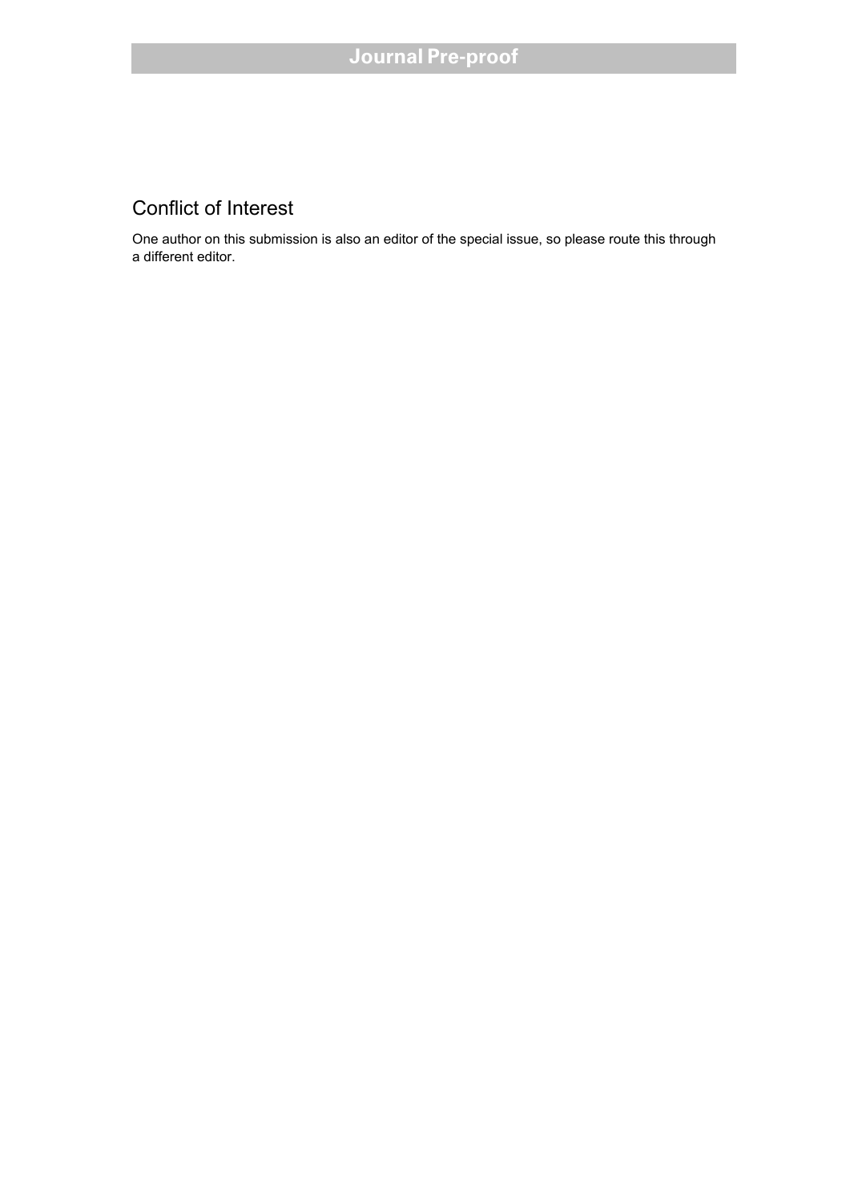# Conflict of Interest

One author on this submission is also an editor of the special issue, so please route this through a different editor.